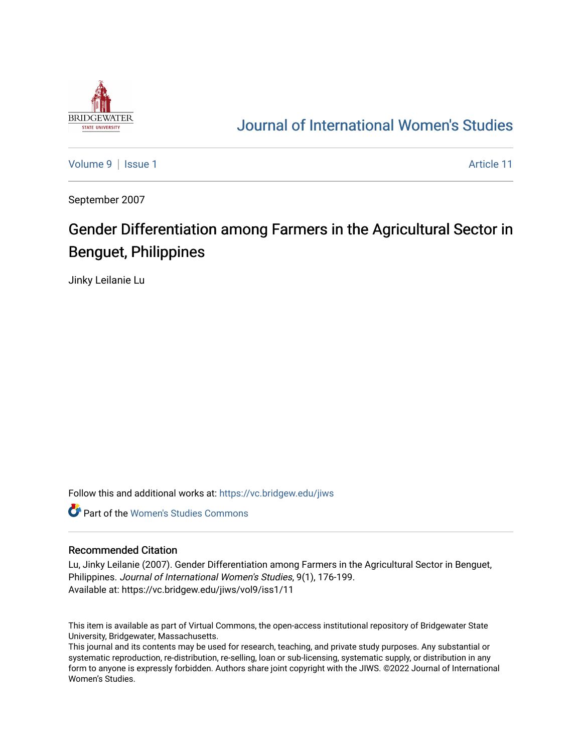# Journal of International Women's Studies

Volume 9 | Issue 1 | Article 11

September 2007

## Gender Differentiation among Farmers in the Agricultural Sector in Benguet, Philippines

Jinky Leilanie Lu

Follow this and additional works at: https://vc.bridgew.edu/jiws

Part of the Women's Studies Commons

### Recommended Citation

Lu, Jinky Leilanie (2007). Gender Differentiation among Farmers in the Agricultural Sector in Benguet, Philippines. *Journal of International Women's Studies*, 9(1), 176-199.
Available at: https://vc.bridgew.edu/jiws/vol9/iss1/11

This item is available as part of Virtual Commons, the open-access institutional repository of Bridgewater State University, Bridgewater, Massachusetts.
This journal and its contents may be used for research, teaching, and private study purposes. Any substantial or systematic reproduction, re-distribution, re-selling, loan or sub-licensing, systematic supply, or distribution in any form to anyone is expressly forbidden. Authors share joint copyright with the JIWS. ©2022 Journal of International Women's Studies.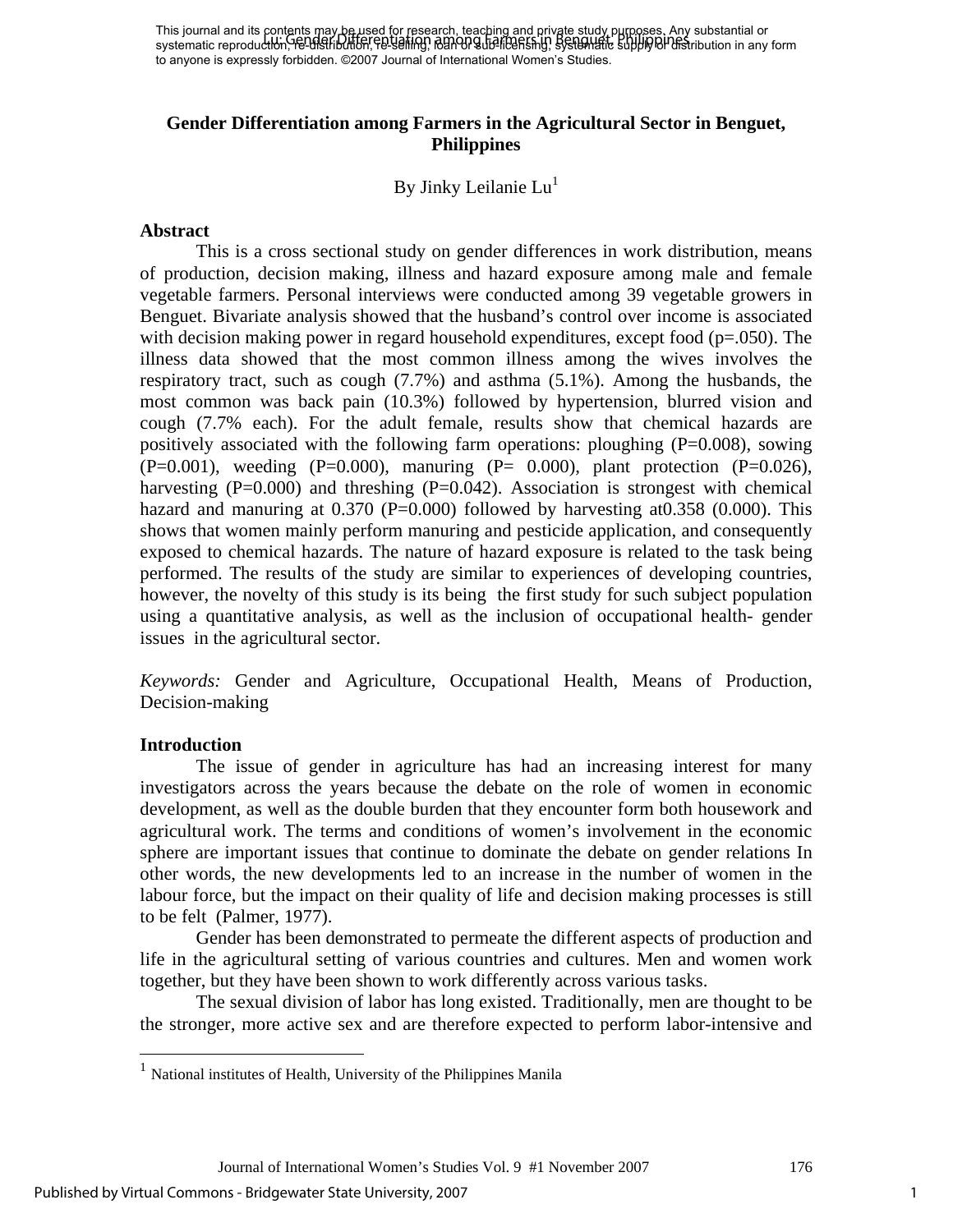# Gender Differentiation among Farmers in the Agricultural Sector in Benguet, Philippines

By Jinky Leilanie Lu[1]

## Abstract

This is a cross sectional study on gender differences in work distribution, means of production, decision making, illness and hazard exposure among male and female vegetable farmers. Personal interviews were conducted among 39 vegetable growers in Benguet. Bivariate analysis showed that the husband's control over income is associated with decision making power in regard household expenditures, except food (p=.050). The illness data showed that the most common illness among the wives involves the respiratory tract, such as cough (7.7%) and asthma (5.1%). Among the husbands, the most common was back pain (10.3%) followed by hypertension, blurred vision and cough (7.7% each). For the adult female, results show that chemical hazards are positively associated with the following farm operations: ploughing (P=0.008), sowing (P=0.001), weeding (P=0.000), manuring (P= 0.000), plant protection (P=0.026), harvesting (P=0.000) and threshing (P=0.042). Association is strongest with chemical hazard and manuring at 0.370 (P=0.000) followed by harvesting at0.358 (0.000). This shows that women mainly perform manuring and pesticide application, and consequently exposed to chemical hazards. The nature of hazard exposure is related to the task being performed. The results of the study are similar to experiences of developing countries, however, the novelty of this study is its being the first study for such subject population using a quantitative analysis, as well as the inclusion of occupational health- gender issues in the agricultural sector.

*Keywords:* Gender and Agriculture, Occupational Health, Means of Production, Decision-making

## Introduction

The issue of gender in agriculture has had an increasing interest for many investigators across the years because the debate on the role of women in economic development, as well as the double burden that they encounter form both housework and agricultural work. The terms and conditions of women's involvement in the economic sphere are important issues that continue to dominate the debate on gender relations In other words, the new developments led to an increase in the number of women in the labour force, but the impact on their quality of life and decision making processes is still to be felt (Palmer, 1977).

Gender has been demonstrated to permeate the different aspects of production and life in the agricultural setting of various countries and cultures. Men and women work together, but they have been shown to work differently across various tasks.

The sexual division of labor has long existed. Traditionally, men are thought to be the stronger, more active sex and are therefore expected to perform labor-intensive and

---

[1] National institutes of Health, University of the Philippines Manila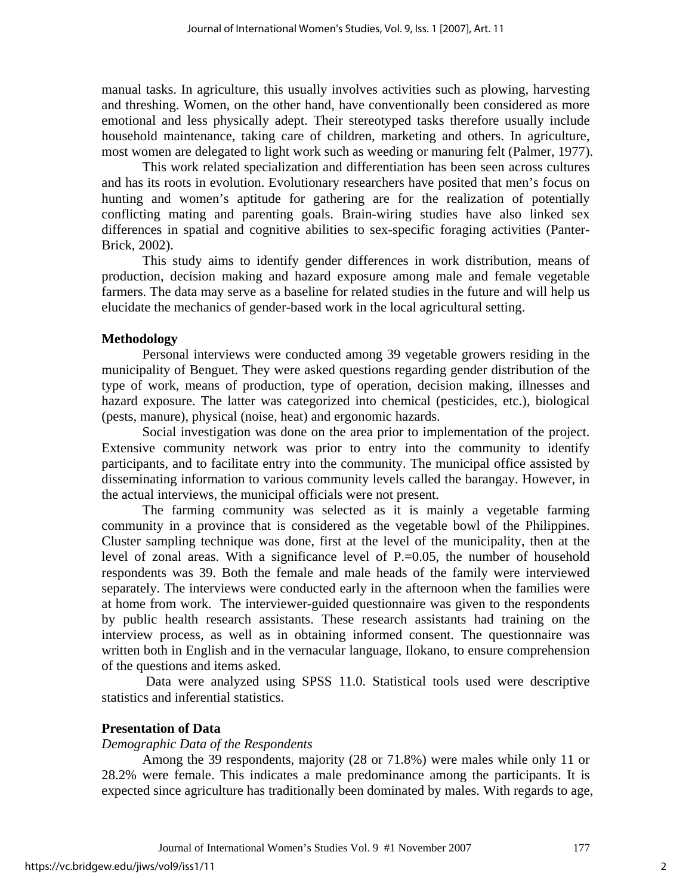manual tasks. In agriculture, this usually involves activities such as plowing, harvesting and threshing. Women, on the other hand, have conventionally been considered as more emotional and less physically adept. Their stereotyped tasks therefore usually include household maintenance, taking care of children, marketing and others. In agriculture, most women are delegated to light work such as weeding or manuring felt (Palmer, 1977).

This work related specialization and differentiation has been seen across cultures and has its roots in evolution. Evolutionary researchers have posited that men's focus on hunting and women's aptitude for gathering are for the realization of potentially conflicting mating and parenting goals. Brain-wiring studies have also linked sex differences in spatial and cognitive abilities to sex-specific foraging activities (Panter-Brick, 2002).

This study aims to identify gender differences in work distribution, means of production, decision making and hazard exposure among male and female vegetable farmers. The data may serve as a baseline for related studies in the future and will help us elucidate the mechanics of gender-based work in the local agricultural setting.

## Methodology

Personal interviews were conducted among 39 vegetable growers residing in the municipality of Benguet. They were asked questions regarding gender distribution of the type of work, means of production, type of operation, decision making, illnesses and hazard exposure. The latter was categorized into chemical (pesticides, etc.), biological (pests, manure), physical (noise, heat) and ergonomic hazards.

Social investigation was done on the area prior to implementation of the project. Extensive community network was prior to entry into the community to identify participants, and to facilitate entry into the community. The municipal office assisted by disseminating information to various community levels called the barangay. However, in the actual interviews, the municipal officials were not present.

The farming community was selected as it is mainly a vegetable farming community in a province that is considered as the vegetable bowl of the Philippines. Cluster sampling technique was done, first at the level of the municipality, then at the level of zonal areas. With a significance level of P.=0.05, the number of household respondents was 39. Both the female and male heads of the family were interviewed separately. The interviews were conducted early in the afternoon when the families were at home from work. The interviewer-guided questionnaire was given to the respondents by public health research assistants. These research assistants had training on the interview process, as well as in obtaining informed consent. The questionnaire was written both in English and in the vernacular language, Ilokano, to ensure comprehension of the questions and items asked.

Data were analyzed using SPSS 11.0. Statistical tools used were descriptive statistics and inferential statistics.

## Presentation of Data

*Demographic Data of the Respondents*

Among the 39 respondents, majority (28 or 71.8%) were males while only 11 or 28.2% were female. This indicates a male predominance among the participants. It is expected since agriculture has traditionally been dominated by males. With regards to age,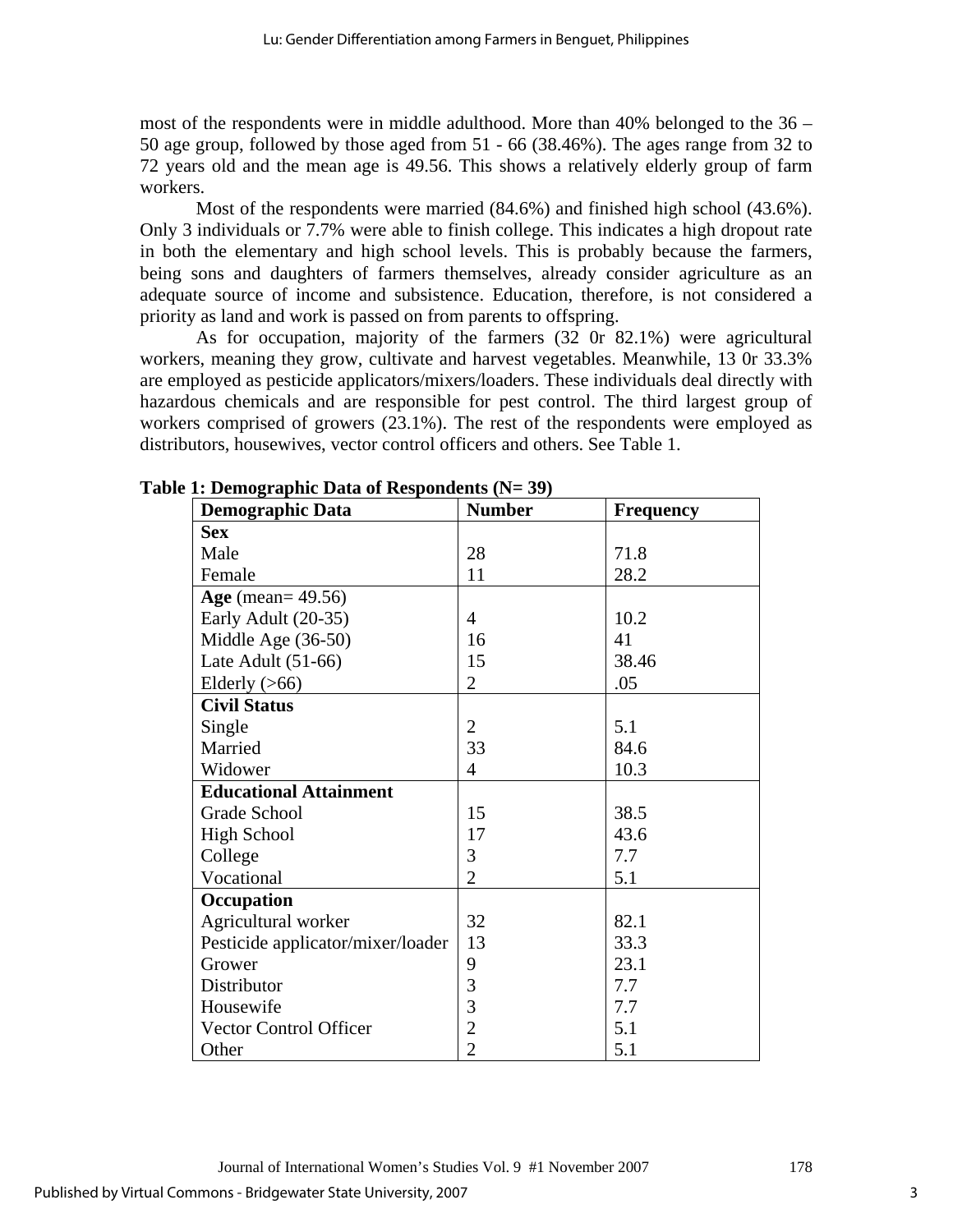most of the respondents were in middle adulthood. More than 40% belonged to the 36 – 50 age group, followed by those aged from 51 - 66 (38.46%). The ages range from 32 to 72 years old and the mean age is 49.56. This shows a relatively elderly group of farm workers.

Most of the respondents were married (84.6%) and finished high school (43.6%). Only 3 individuals or 7.7% were able to finish college. This indicates a high dropout rate in both the elementary and high school levels. This is probably because the farmers, being sons and daughters of farmers themselves, already consider agriculture as an adequate source of income and subsistence. Education, therefore, is not considered a priority as land and work is passed on from parents to offspring.

As for occupation, majority of the farmers (32 0r 82.1%) were agricultural workers, meaning they grow, cultivate and harvest vegetables. Meanwhile, 13 0r 33.3% are employed as pesticide applicators/mixers/loaders. These individuals deal directly with hazardous chemicals and are responsible for pest control. The third largest group of workers comprised of growers (23.1%). The rest of the respondents were employed as distributors, housewives, vector control officers and others. See Table 1.

**Table 1: Demographic Data of Respondents (N= 39)**

| Demographic Data | Number | Frequency |
|---|---|---|
| **Sex** | | |
| Male | 28 | 71.8 |
| Female | 11 | 28.2 |
| **Age** (mean= 49.56) | | |
| Early Adult (20-35) | 4 | 10.2 |
| Middle Age (36-50) | 16 | 41 |
| Late Adult (51-66) | 15 | 38.46 |
| Elderly (>66) | 2 | .05 |
| **Civil Status** | | |
| Single | 2 | 5.1 |
| Married | 33 | 84.6 |
| Widower | 4 | 10.3 |
| **Educational Attainment** | | |
| Grade School | 15 | 38.5 |
| High School | 17 | 43.6 |
| College | 3 | 7.7 |
| Vocational | 2 | 5.1 |
| **Occupation** | | |
| Agricultural worker | 32 | 82.1 |
| Pesticide applicator/mixer/loader | 13 | 33.3 |
| Grower | 9 | 23.1 |
| Distributor | 3 | 7.7 |
| Housewife | 3 | 7.7 |
| Vector Control Officer | 2 | 5.1 |
| Other | 2 | 5.1 |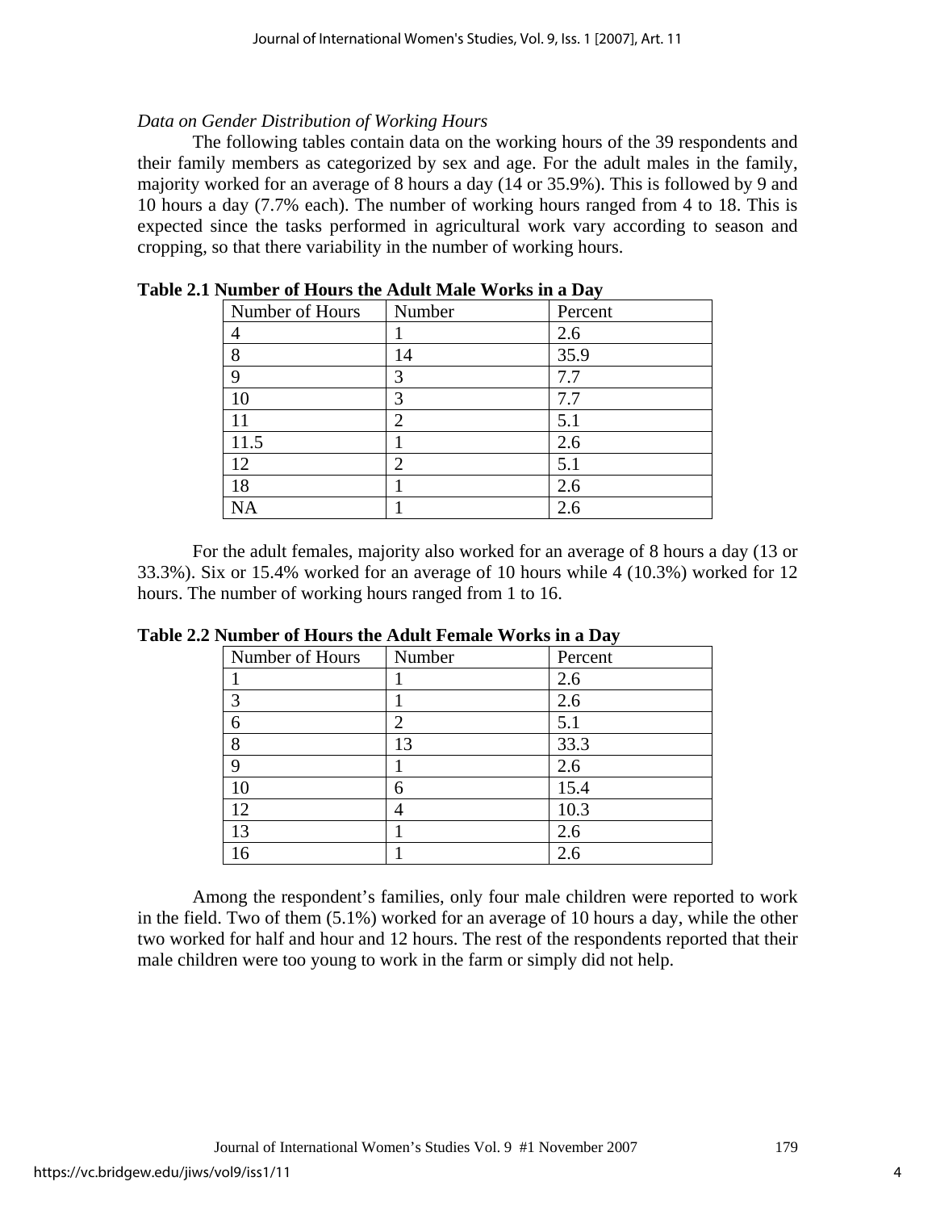*Data on Gender Distribution of Working Hours*

The following tables contain data on the working hours of the 39 respondents and their family members as categorized by sex and age. For the adult males in the family, majority worked for an average of 8 hours a day (14 or 35.9%). This is followed by 9 and 10 hours a day (7.7% each). The number of working hours ranged from 4 to 18. This is expected since the tasks performed in agricultural work vary according to season and cropping, so that there variability in the number of working hours.

**Table 2.1 Number of Hours the Adult Male Works in a Day**

| Number of Hours | Number | Percent |
|---|---|---|
| 4 | 1 | 2.6 |
| 8 | 14 | 35.9 |
| 9 | 3 | 7.7 |
| 10 | 3 | 7.7 |
| 11 | 2 | 5.1 |
| 11.5 | 1 | 2.6 |
| 12 | 2 | 5.1 |
| 18 | 1 | 2.6 |
| NA | 1 | 2.6 |

For the adult females, majority also worked for an average of 8 hours a day (13 or 33.3%). Six or 15.4% worked for an average of 10 hours while 4 (10.3%) worked for 12 hours. The number of working hours ranged from 1 to 16.

**Table 2.2 Number of Hours the Adult Female Works in a Day**

| Number of Hours | Number | Percent |
|---|---|---|
| 1 | 1 | 2.6 |
| 3 | 1 | 2.6 |
| 6 | 2 | 5.1 |
| 8 | 13 | 33.3 |
| 9 | 1 | 2.6 |
| 10 | 6 | 15.4 |
| 12 | 4 | 10.3 |
| 13 | 1 | 2.6 |
| 16 | 1 | 2.6 |

Among the respondent's families, only four male children were reported to work in the field. Two of them (5.1%) worked for an average of 10 hours a day, while the other two worked for half and hour and 12 hours. The rest of the respondents reported that their male children were too young to work in the farm or simply did not help.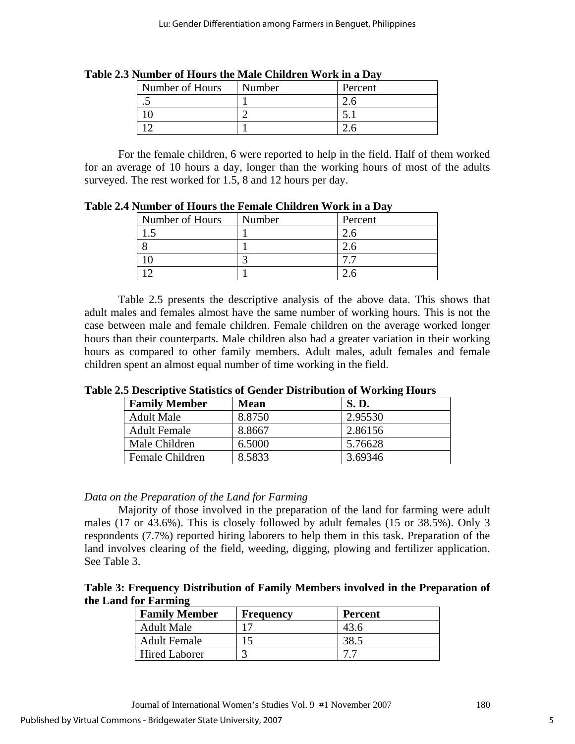**Table 2.3 Number of Hours the Male Children Work in a Day**

| Number of Hours | Number | Percent |
|---|---|---|
| .5 | 1 | 2.6 |
| 10 | 2 | 5.1 |
| 12 | 1 | 2.6 |

For the female children, 6 were reported to help in the field. Half of them worked for an average of 10 hours a day, longer than the working hours of most of the adults surveyed. The rest worked for 1.5, 8 and 12 hours per day.

**Table 2.4 Number of Hours the Female Children Work in a Day**

| Number of Hours | Number | Percent |
|---|---|---|
| 1.5 | 1 | 2.6 |
| 8 | 1 | 2.6 |
| 10 | 3 | 7.7 |
| 12 | 1 | 2.6 |

Table 2.5 presents the descriptive analysis of the above data. This shows that adult males and females almost have the same number of working hours. This is not the case between male and female children. Female children on the average worked longer hours than their counterparts. Male children also had a greater variation in their working hours as compared to other family members. Adult males, adult females and female children spent an almost equal number of time working in the field.

**Table 2.5 Descriptive Statistics of Gender Distribution of Working Hours**

| **Family Member** | **Mean** | **S. D.** |
|---|---|---|
| Adult Male | 8.8750 | 2.95530 |
| Adult Female | 8.8667 | 2.86156 |
| Male Children | 6.5000 | 5.76628 |
| Female Children | 8.5833 | 3.69346 |

*Data on the Preparation of the Land for Farming*

Majority of those involved in the preparation of the land for farming were adult males (17 or 43.6%). This is closely followed by adult females (15 or 38.5%). Only 3 respondents (7.7%) reported hiring laborers to help them in this task. Preparation of the land involves clearing of the field, weeding, digging, plowing and fertilizer application. See Table 3.

**Table 3: Frequency Distribution of Family Members involved in the Preparation of the Land for Farming**

| **Family Member** | **Frequency** | **Percent** |
|---|---|---|
| Adult Male | 17 | 43.6 |
| Adult Female | 15 | 38.5 |
| Hired Laborer | 3 | 7.7 |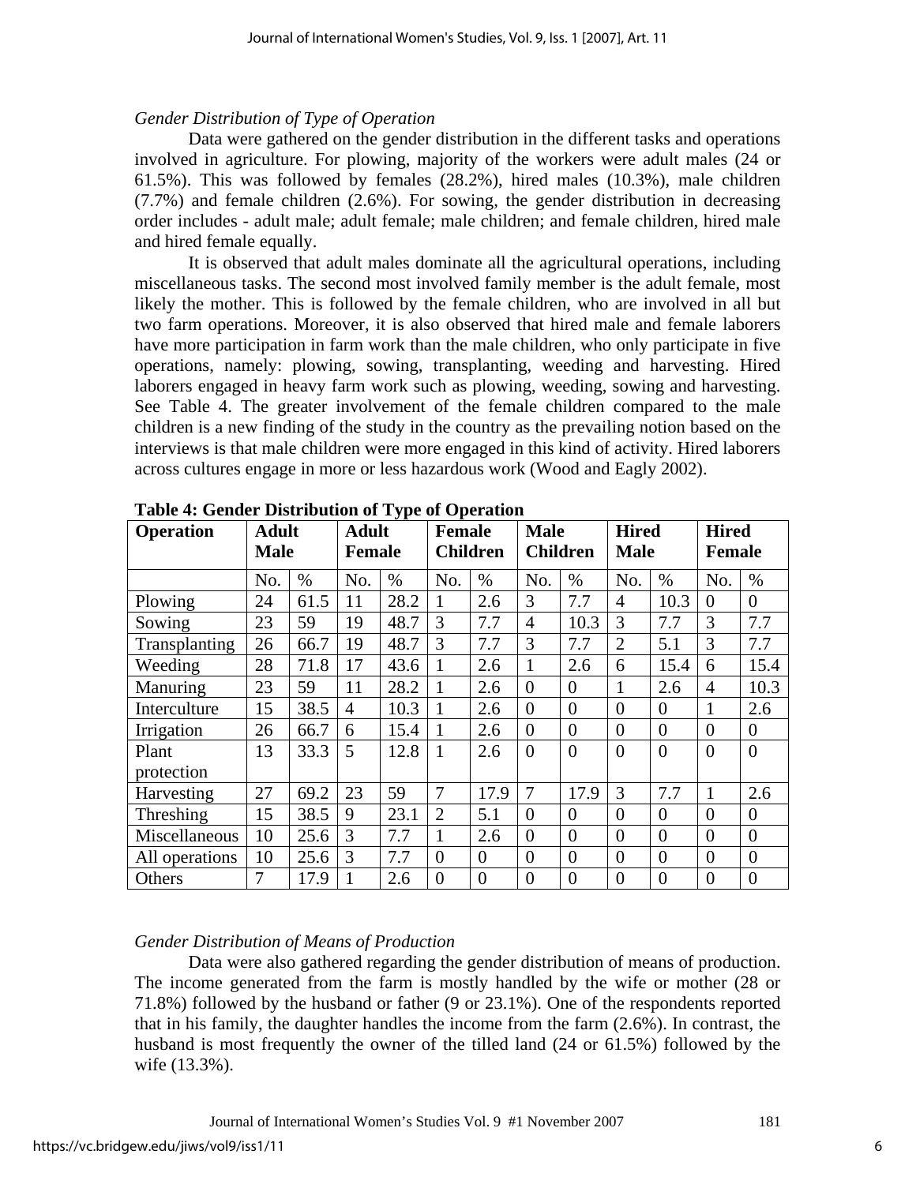*Gender Distribution of Type of Operation*

Data were gathered on the gender distribution in the different tasks and operations involved in agriculture. For plowing, majority of the workers were adult males (24 or 61.5%). This was followed by females (28.2%), hired males (10.3%), male children (7.7%) and female children (2.6%). For sowing, the gender distribution in decreasing order includes - adult male; adult female; male children; and female children, hired male and hired female equally.

It is observed that adult males dominate all the agricultural operations, including miscellaneous tasks. The second most involved family member is the adult female, most likely the mother. This is followed by the female children, who are involved in all but two farm operations. Moreover, it is also observed that hired male and female laborers have more participation in farm work than the male children, who only participate in five operations, namely: plowing, sowing, transplanting, weeding and harvesting. Hired laborers engaged in heavy farm work such as plowing, weeding, sowing and harvesting. See Table 4. The greater involvement of the female children compared to the male children is a new finding of the study in the country as the prevailing notion based on the interviews is that male children were more engaged in this kind of activity. Hired laborers across cultures engage in more or less hazardous work (Wood and Eagly 2002).

**Table 4: Gender Distribution of Type of Operation**

| Operation | Adult Male | | Adult Female | | Female Children | | Male Children | | Hired Male | | Hired Female | |
|---|---|---|---|---|---|---|---|---|---|---|---|---|
| | No. | % | No. | % | No. | % | No. | % | No. | % | No. | % |
| Plowing | 24 | 61.5 | 11 | 28.2 | 1 | 2.6 | 3 | 7.7 | 4 | 10.3 | 0 | 0 |
| Sowing | 23 | 59 | 19 | 48.7 | 3 | 7.7 | 4 | 10.3 | 3 | 7.7 | 3 | 7.7 |
| Transplanting | 26 | 66.7 | 19 | 48.7 | 3 | 7.7 | 3 | 7.7 | 2 | 5.1 | 3 | 7.7 |
| Weeding | 28 | 71.8 | 17 | 43.6 | 1 | 2.6 | 1 | 2.6 | 6 | 15.4 | 6 | 15.4 |
| Manuring | 23 | 59 | 11 | 28.2 | 1 | 2.6 | 0 | 0 | 1 | 2.6 | 4 | 10.3 |
| Interculture | 15 | 38.5 | 4 | 10.3 | 1 | 2.6 | 0 | 0 | 0 | 0 | 1 | 2.6 |
| Irrigation | 26 | 66.7 | 6 | 15.4 | 1 | 2.6 | 0 | 0 | 0 | 0 | 0 | 0 |
| Plant protection | 13 | 33.3 | 5 | 12.8 | 1 | 2.6 | 0 | 0 | 0 | 0 | 0 | 0 |
| Harvesting | 27 | 69.2 | 23 | 59 | 7 | 17.9 | 7 | 17.9 | 3 | 7.7 | 1 | 2.6 |
| Threshing | 15 | 38.5 | 9 | 23.1 | 2 | 5.1 | 0 | 0 | 0 | 0 | 0 | 0 |
| Miscellaneous | 10 | 25.6 | 3 | 7.7 | 1 | 2.6 | 0 | 0 | 0 | 0 | 0 | 0 |
| All operations | 10 | 25.6 | 3 | 7.7 | 0 | 0 | 0 | 0 | 0 | 0 | 0 | 0 |
| Others | 7 | 17.9 | 1 | 2.6 | 0 | 0 | 0 | 0 | 0 | 0 | 0 | 0 |

*Gender Distribution of Means of Production*

Data were also gathered regarding the gender distribution of means of production. The income generated from the farm is mostly handled by the wife or mother (28 or 71.8%) followed by the husband or father (9 or 23.1%). One of the respondents reported that in his family, the daughter handles the income from the farm (2.6%). In contrast, the husband is most frequently the owner of the tilled land (24 or 61.5%) followed by the wife (13.3%).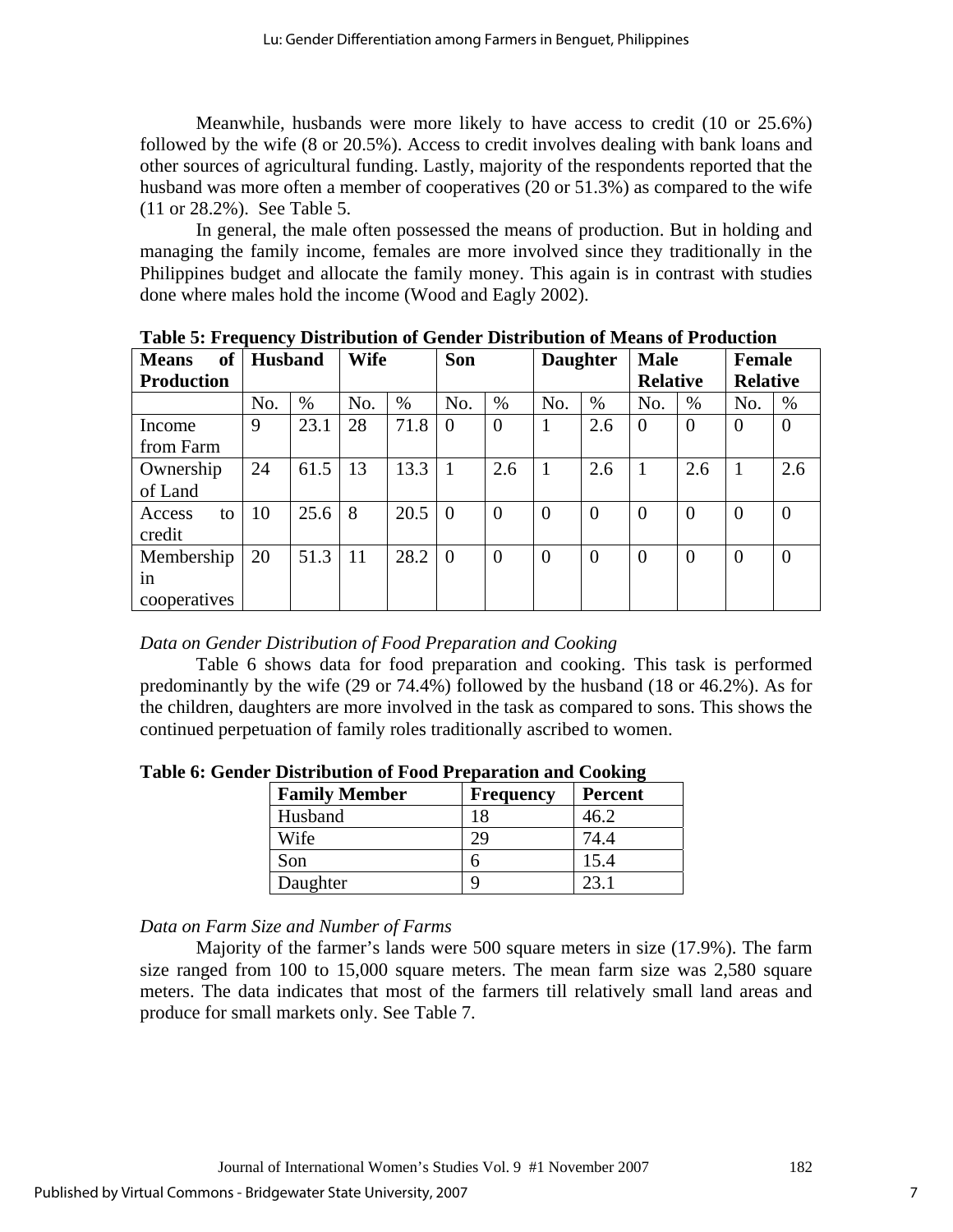Meanwhile, husbands were more likely to have access to credit (10 or 25.6%) followed by the wife (8 or 20.5%). Access to credit involves dealing with bank loans and other sources of agricultural funding. Lastly, majority of the respondents reported that the husband was more often a member of cooperatives (20 or 51.3%) as compared to the wife (11 or 28.2%). See Table 5.

In general, the male often possessed the means of production. But in holding and managing the family income, females are more involved since they traditionally in the Philippines budget and allocate the family money. This again is in contrast with studies done where males hold the income (Wood and Eagly 2002).

**Table 5: Frequency Distribution of Gender Distribution of Means of Production**

| Means of Production | Husband | | Wife | | Son | | Daughter | | Male Relative | | Female Relative | |
|---|---|---|---|---|---|---|---|---|---|---|---|---|
| | No. | % | No. | % | No. | % | No. | % | No. | % | No. | % |
| Income from Farm | 9 | 23.1 | 28 | 71.8 | 0 | 0 | 1 | 2.6 | 0 | 0 | 0 | 0 |
| Ownership of Land | 24 | 61.5 | 13 | 13.3 | 1 | 2.6 | 1 | 2.6 | 1 | 2.6 | 1 | 2.6 |
| Access to credit | 10 | 25.6 | 8 | 20.5 | 0 | 0 | 0 | 0 | 0 | 0 | 0 | 0 |
| Membership in cooperatives | 20 | 51.3 | 11 | 28.2 | 0 | 0 | 0 | 0 | 0 | 0 | 0 | 0 |

*Data on Gender Distribution of Food Preparation and Cooking*

Table 6 shows data for food preparation and cooking. This task is performed predominantly by the wife (29 or 74.4%) followed by the husband (18 or 46.2%). As for the children, daughters are more involved in the task as compared to sons. This shows the continued perpetuation of family roles traditionally ascribed to women.

**Table 6: Gender Distribution of Food Preparation and Cooking**

| Family Member | Frequency | Percent |
|---|---|---|
| Husband | 18 | 46.2 |
| Wife | 29 | 74.4 |
| Son | 6 | 15.4 |
| Daughter | 9 | 23.1 |

*Data on Farm Size and Number of Farms*

Majority of the farmer's lands were 500 square meters in size (17.9%). The farm size ranged from 100 to 15,000 square meters. The mean farm size was 2,580 square meters. The data indicates that most of the farmers till relatively small land areas and produce for small markets only. See Table 7.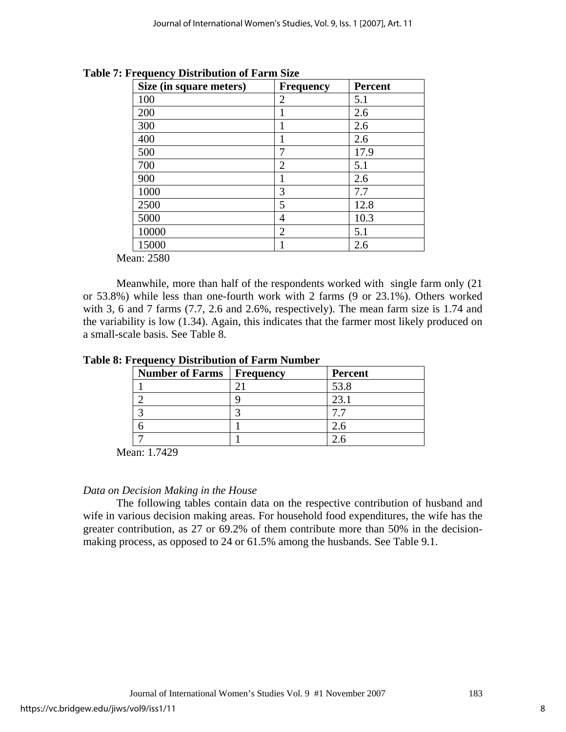**Table 7: Frequency Distribution of Farm Size**

| Size (in square meters) | Frequency | Percent |
|---|---|---|
| 100 | 2 | 5.1 |
| 200 | 1 | 2.6 |
| 300 | 1 | 2.6 |
| 400 | 1 | 2.6 |
| 500 | 7 | 17.9 |
| 700 | 2 | 5.1 |
| 900 | 1 | 2.6 |
| 1000 | 3 | 7.7 |
| 2500 | 5 | 12.8 |
| 5000 | 4 | 10.3 |
| 10000 | 2 | 5.1 |
| 15000 | 1 | 2.6 |

Mean: 2580

Meanwhile, more than half of the respondents worked with single farm only (21 or 53.8%) while less than one-fourth work with 2 farms (9 or 23.1%). Others worked with 3, 6 and 7 farms (7.7, 2.6 and 2.6%, respectively). The mean farm size is 1.74 and the variability is low (1.34). Again, this indicates that the farmer most likely produced on a small-scale basis. See Table 8.

**Table 8: Frequency Distribution of Farm Number**

| Number of Farms | Frequency | Percent |
|---|---|---|
| 1 | 21 | 53.8 |
| 2 | 9 | 23.1 |
| 3 | 3 | 7.7 |
| 6 | 1 | 2.6 |
| 7 | 1 | 2.6 |

Mean: 1.7429

*Data on Decision Making in the House*

The following tables contain data on the respective contribution of husband and wife in various decision making areas. For household food expenditures, the wife has the greater contribution, as 27 or 69.2% of them contribute more than 50% in the decision-making process, as opposed to 24 or 61.5% among the husbands. See Table 9.1.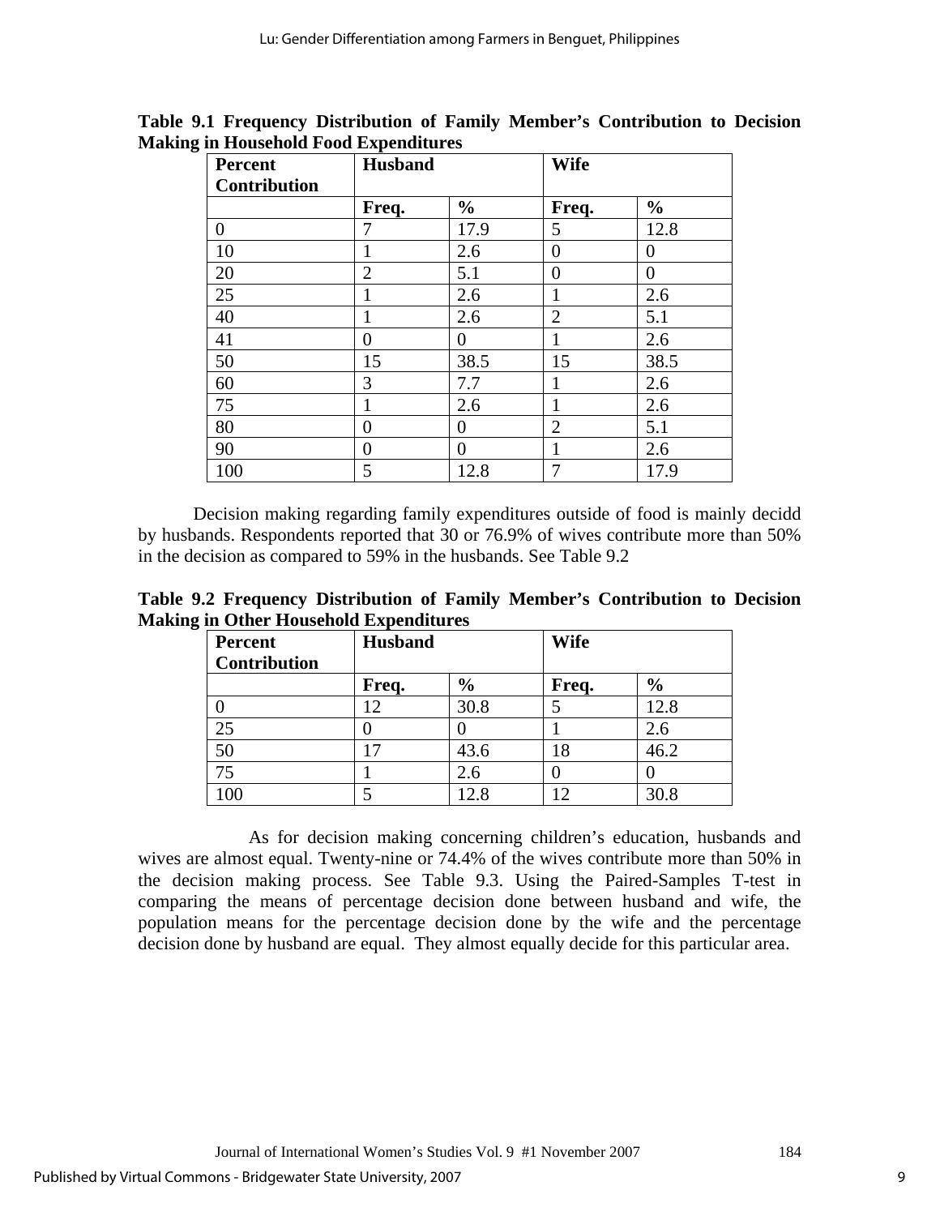**Table 9.1 Frequency Distribution of Family Member's Contribution to Decision Making in Household Food Expenditures**

| Percent Contribution | Husband | | Wife | |
|---|---|---|---|---|
| | **Freq.** | **%** | **Freq.** | **%** |
| 0 | 7 | 17.9 | 5 | 12.8 |
| 10 | 1 | 2.6 | 0 | 0 |
| 20 | 2 | 5.1 | 0 | 0 |
| 25 | 1 | 2.6 | 1 | 2.6 |
| 40 | 1 | 2.6 | 2 | 5.1 |
| 41 | 0 | 0 | 1 | 2.6 |
| 50 | 15 | 38.5 | 15 | 38.5 |
| 60 | 3 | 7.7 | 1 | 2.6 |
| 75 | 1 | 2.6 | 1 | 2.6 |
| 80 | 0 | 0 | 2 | 5.1 |
| 90 | 0 | 0 | 1 | 2.6 |
| 100 | 5 | 12.8 | 7 | 17.9 |

Decision making regarding family expenditures outside of food is mainly decidd by husbands. Respondents reported that 30 or 76.9% of wives contribute more than 50% in the decision as compared to 59% in the husbands. See Table 9.2

**Table 9.2 Frequency Distribution of Family Member's Contribution to Decision Making in Other Household Expenditures**

| Percent Contribution | Husband | | Wife | |
|---|---|---|---|---|
| | **Freq.** | **%** | **Freq.** | **%** |
| 0 | 12 | 30.8 | 5 | 12.8 |
| 25 | 0 | 0 | 1 | 2.6 |
| 50 | 17 | 43.6 | 18 | 46.2 |
| 75 | 1 | 2.6 | 0 | 0 |
| 100 | 5 | 12.8 | 12 | 30.8 |

As for decision making concerning children's education, husbands and wives are almost equal. Twenty-nine or 74.4% of the wives contribute more than 50% in the decision making process. See Table 9.3. Using the Paired-Samples T-test in comparing the means of percentage decision done between husband and wife, the population means for the percentage decision done by the wife and the percentage decision done by husband are equal. They almost equally decide for this particular area.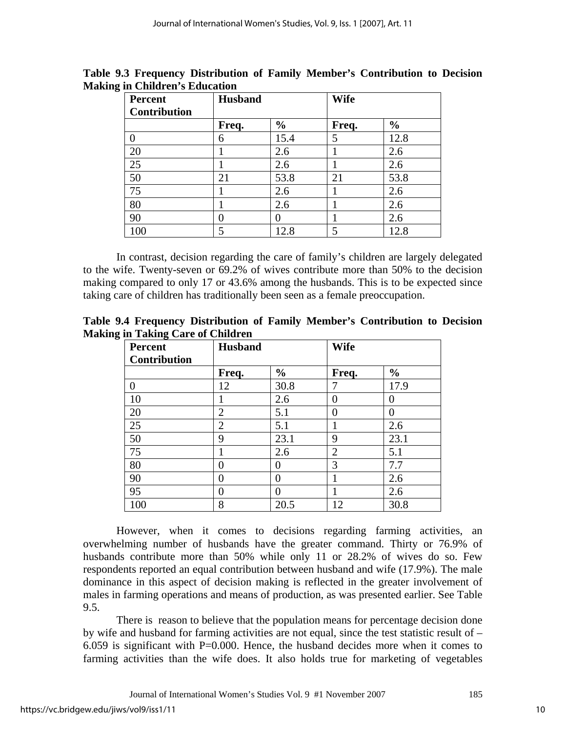**Table 9.3 Frequency Distribution of Family Member's Contribution to Decision Making in Children's Education**

| Percent Contribution | Husband | | Wife | |
|---|---|---|---|---|
| | Freq. | % | Freq. | % |
| 0 | 6 | 15.4 | 5 | 12.8 |
| 20 | 1 | 2.6 | 1 | 2.6 |
| 25 | 1 | 2.6 | 1 | 2.6 |
| 50 | 21 | 53.8 | 21 | 53.8 |
| 75 | 1 | 2.6 | 1 | 2.6 |
| 80 | 1 | 2.6 | 1 | 2.6 |
| 90 | 0 | 0 | 1 | 2.6 |
| 100 | 5 | 12.8 | 5 | 12.8 |

In contrast, decision regarding the care of family's children are largely delegated to the wife. Twenty-seven or 69.2% of wives contribute more than 50% to the decision making compared to only 17 or 43.6% among the husbands. This is to be expected since taking care of children has traditionally been seen as a female preoccupation.

**Table 9.4 Frequency Distribution of Family Member's Contribution to Decision Making in Taking Care of Children**

| Percent Contribution | Husband | | Wife | |
|---|---|---|---|---|
| | Freq. | % | Freq. | % |
| 0 | 12 | 30.8 | 7 | 17.9 |
| 10 | 1 | 2.6 | 0 | 0 |
| 20 | 2 | 5.1 | 0 | 0 |
| 25 | 2 | 5.1 | 1 | 2.6 |
| 50 | 9 | 23.1 | 9 | 23.1 |
| 75 | 1 | 2.6 | 2 | 5.1 |
| 80 | 0 | 0 | 3 | 7.7 |
| 90 | 0 | 0 | 1 | 2.6 |
| 95 | 0 | 0 | 1 | 2.6 |
| 100 | 8 | 20.5 | 12 | 30.8 |

However, when it comes to decisions regarding farming activities, an overwhelming number of husbands have the greater command. Thirty or 76.9% of husbands contribute more than 50% while only 11 or 28.2% of wives do so. Few respondents reported an equal contribution between husband and wife (17.9%). The male dominance in this aspect of decision making is reflected in the greater involvement of males in farming operations and means of production, as was presented earlier. See Table 9.5.

There is reason to believe that the population means for percentage decision done by wife and husband for farming activities are not equal, since the test statistic result of –6.059 is significant with P=0.000. Hence, the husband decides more when it comes to farming activities than the wife does. It also holds true for marketing of vegetables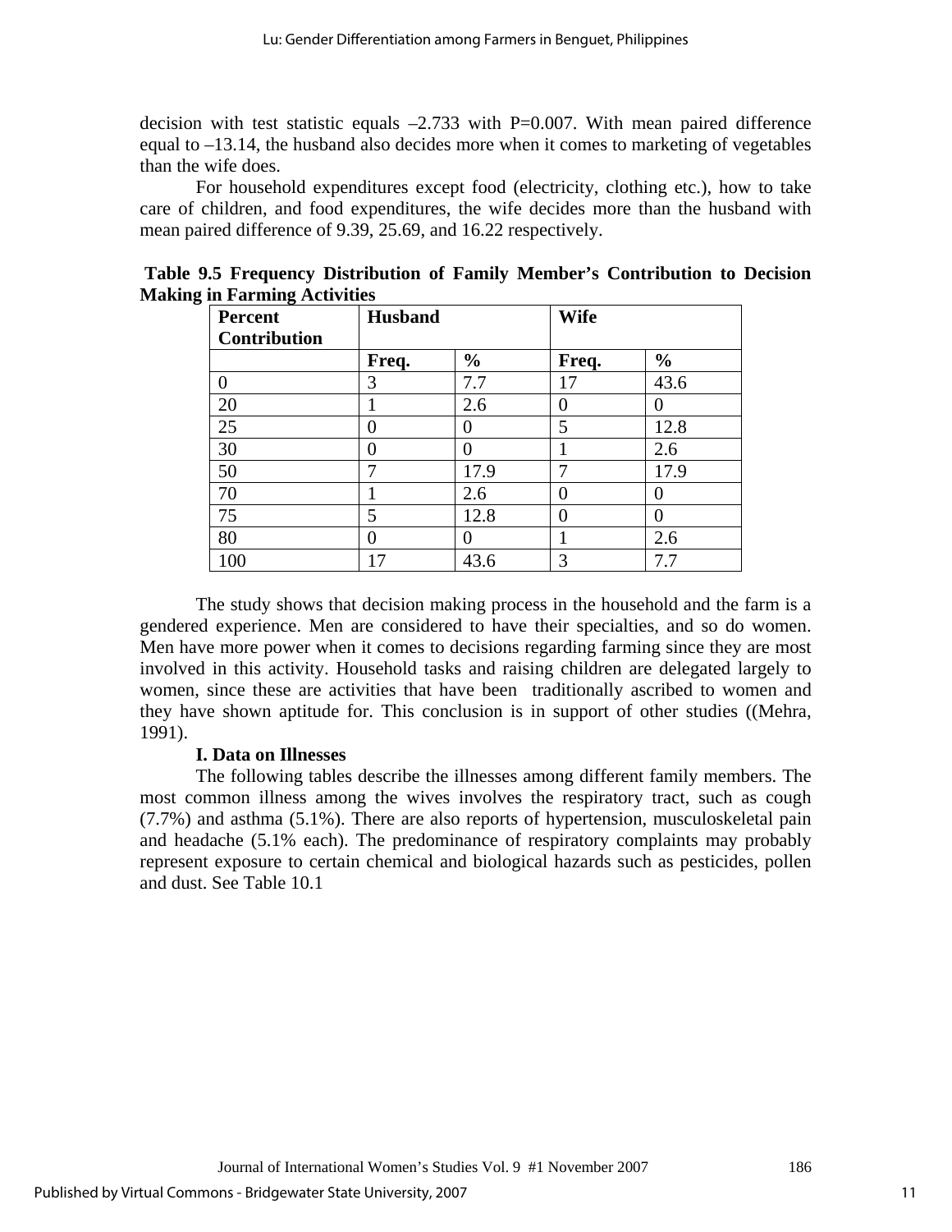decision with test statistic equals –2.733 with P=0.007. With mean paired difference equal to –13.14, the husband also decides more when it comes to marketing of vegetables than the wife does.

For household expenditures except food (electricity, clothing etc.), how to take care of children, and food expenditures, the wife decides more than the husband with mean paired difference of 9.39, 25.69, and 16.22 respectively.

**Table 9.5 Frequency Distribution of Family Member's Contribution to Decision Making in Farming Activities**

| Percent Contribution | Husband | | Wife | |
|---|---|---|---|---|
| | **Freq.** | **%** | **Freq.** | **%** |
| 0 | 3 | 7.7 | 17 | 43.6 |
| 20 | 1 | 2.6 | 0 | 0 |
| 25 | 0 | 0 | 5 | 12.8 |
| 30 | 0 | 0 | 1 | 2.6 |
| 50 | 7 | 17.9 | 7 | 17.9 |
| 70 | 1 | 2.6 | 0 | 0 |
| 75 | 5 | 12.8 | 0 | 0 |
| 80 | 0 | 0 | 1 | 2.6 |
| 100 | 17 | 43.6 | 3 | 7.7 |

The study shows that decision making process in the household and the farm is a gendered experience. Men are considered to have their specialties, and so do women. Men have more power when it comes to decisions regarding farming since they are most involved in this activity. Household tasks and raising children are delegated largely to women, since these are activities that have been traditionally ascribed to women and they have shown aptitude for. This conclusion is in support of other studies ((Mehra, 1991).

**I. Data on Illnesses**

The following tables describe the illnesses among different family members. The most common illness among the wives involves the respiratory tract, such as cough (7.7%) and asthma (5.1%). There are also reports of hypertension, musculoskeletal pain and headache (5.1% each). The predominance of respiratory complaints may probably represent exposure to certain chemical and biological hazards such as pesticides, pollen and dust. See Table 10.1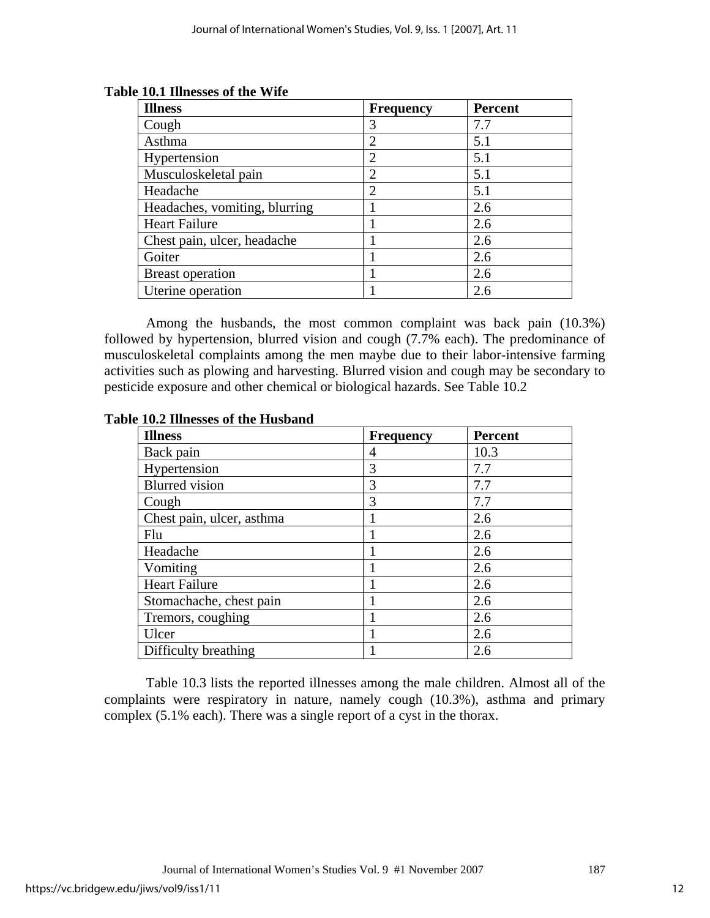**Table 10.1 Illnesses of the Wife**

| Illness | Frequency | Percent |
|---|---|---|
| Cough | 3 | 7.7 |
| Asthma | 2 | 5.1 |
| Hypertension | 2 | 5.1 |
| Musculoskeletal pain | 2 | 5.1 |
| Headache | 2 | 5.1 |
| Headaches, vomiting, blurring | 1 | 2.6 |
| Heart Failure | 1 | 2.6 |
| Chest pain, ulcer, headache | 1 | 2.6 |
| Goiter | 1 | 2.6 |
| Breast operation | 1 | 2.6 |
| Uterine operation | 1 | 2.6 |

Among the husbands, the most common complaint was back pain (10.3%) followed by hypertension, blurred vision and cough (7.7% each). The predominance of musculoskeletal complaints among the men maybe due to their labor-intensive farming activities such as plowing and harvesting. Blurred vision and cough may be secondary to pesticide exposure and other chemical or biological hazards. See Table 10.2

**Table 10.2 Illnesses of the Husband**

| Illness | Frequency | Percent |
|---|---|---|
| Back pain | 4 | 10.3 |
| Hypertension | 3 | 7.7 |
| Blurred vision | 3 | 7.7 |
| Cough | 3 | 7.7 |
| Chest pain, ulcer, asthma | 1 | 2.6 |
| Flu | 1 | 2.6 |
| Headache | 1 | 2.6 |
| Vomiting | 1 | 2.6 |
| Heart Failure | 1 | 2.6 |
| Stomachache, chest pain | 1 | 2.6 |
| Tremors, coughing | 1 | 2.6 |
| Ulcer | 1 | 2.6 |
| Difficulty breathing | 1 | 2.6 |

Table 10.3 lists the reported illnesses among the male children. Almost all of the complaints were respiratory in nature, namely cough (10.3%), asthma and primary complex (5.1% each). There was a single report of a cyst in the thorax.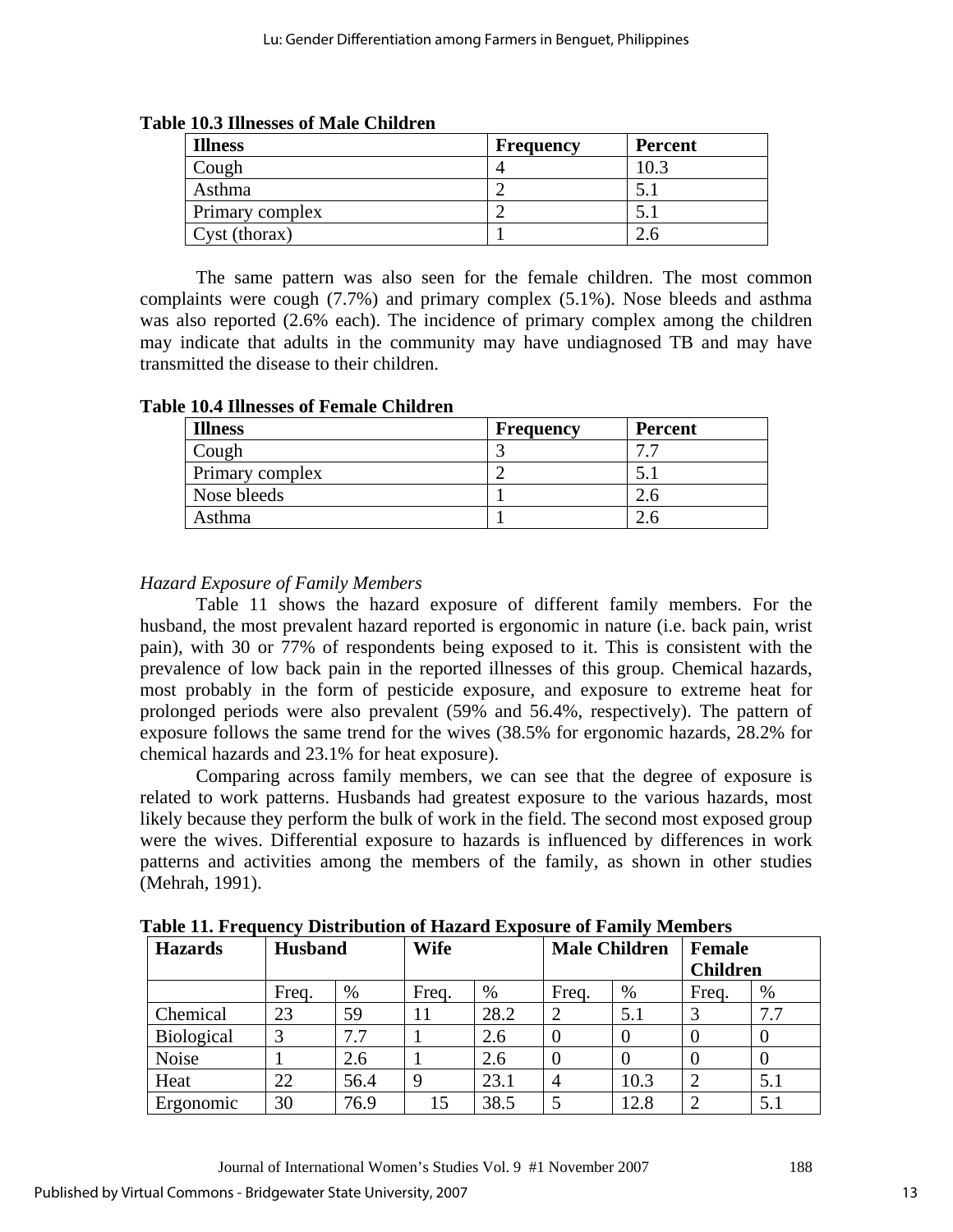**Table 10.3 Illnesses of Male Children**

| Illness | Frequency | Percent |
|---|---|---|
| Cough | 4 | 10.3 |
| Asthma | 2 | 5.1 |
| Primary complex | 2 | 5.1 |
| Cyst (thorax) | 1 | 2.6 |

The same pattern was also seen for the female children. The most common complaints were cough (7.7%) and primary complex (5.1%). Nose bleeds and asthma was also reported (2.6% each). The incidence of primary complex among the children may indicate that adults in the community may have undiagnosed TB and may have transmitted the disease to their children.

**Table 10.4 Illnesses of Female Children**

| Illness | Frequency | Percent |
|---|---|---|
| Cough | 3 | 7.7 |
| Primary complex | 2 | 5.1 |
| Nose bleeds | 1 | 2.6 |
| Asthma | 1 | 2.6 |

*Hazard Exposure of Family Members*

Table 11 shows the hazard exposure of different family members. For the husband, the most prevalent hazard reported is ergonomic in nature (i.e. back pain, wrist pain), with 30 or 77% of respondents being exposed to it. This is consistent with the prevalence of low back pain in the reported illnesses of this group. Chemical hazards, most probably in the form of pesticide exposure, and exposure to extreme heat for prolonged periods were also prevalent (59% and 56.4%, respectively). The pattern of exposure follows the same trend for the wives (38.5% for ergonomic hazards, 28.2% for chemical hazards and 23.1% for heat exposure).

Comparing across family members, we can see that the degree of exposure is related to work patterns. Husbands had greatest exposure to the various hazards, most likely because they perform the bulk of work in the field. The second most exposed group were the wives. Differential exposure to hazards is influenced by differences in work patterns and activities among the members of the family, as shown in other studies (Mehrah, 1991).

**Table 11. Frequency Distribution of Hazard Exposure of Family Members**

| Hazards | Husband | | Wife | | Male Children | | Female Children | |
|---|---|---|---|---|---|---|---|---|
| | Freq. | % | Freq. | % | Freq. | % | Freq. | % |
| Chemical | 23 | 59 | 11 | 28.2 | 2 | 5.1 | 3 | 7.7 |
| Biological | 3 | 7.7 | 1 | 2.6 | 0 | 0 | 0 | 0 |
| Noise | 1 | 2.6 | 1 | 2.6 | 0 | 0 | 0 | 0 |
| Heat | 22 | 56.4 | 9 | 23.1 | 4 | 10.3 | 2 | 5.1 |
| Ergonomic | 30 | 76.9 | 15 | 38.5 | 5 | 12.8 | 2 | 5.1 |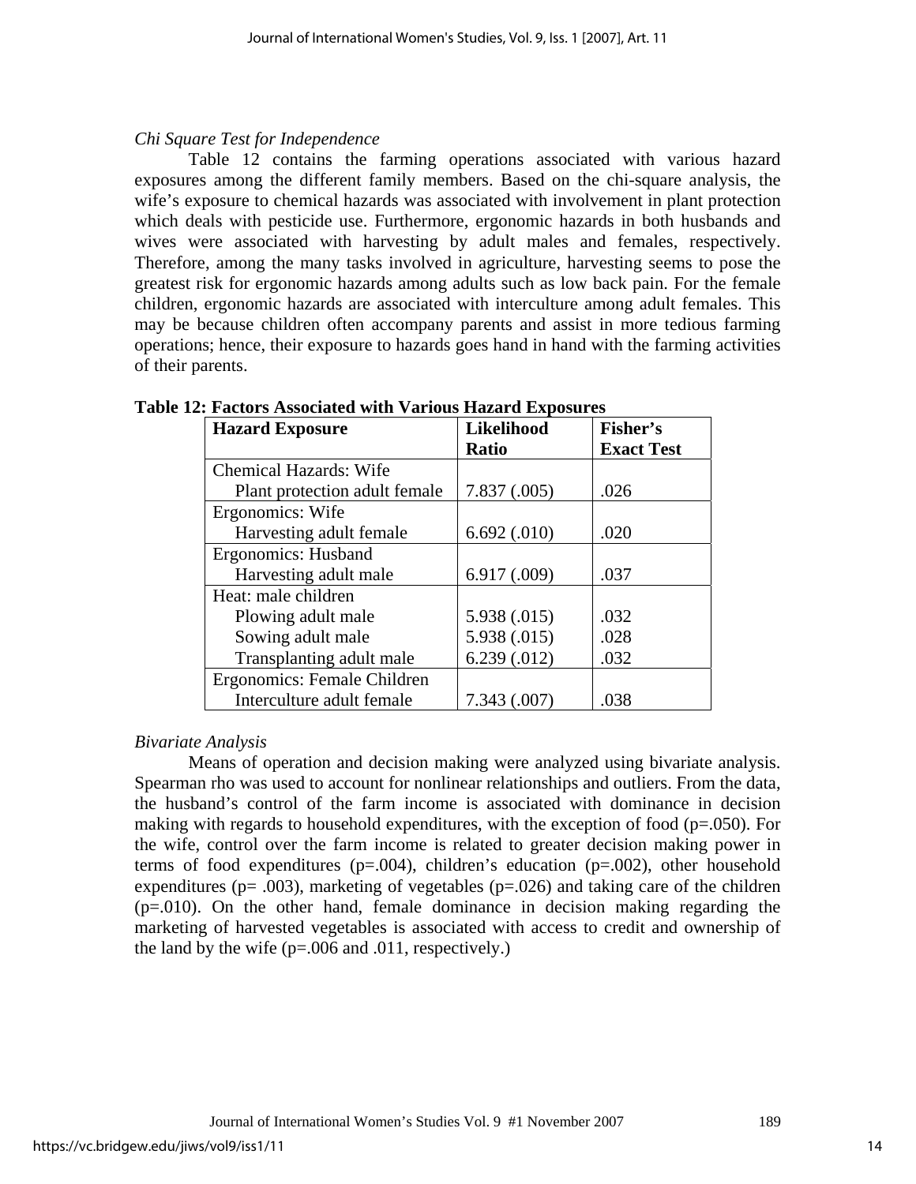*Chi Square Test for Independence*

Table 12 contains the farming operations associated with various hazard exposures among the different family members. Based on the chi-square analysis, the wife's exposure to chemical hazards was associated with involvement in plant protection which deals with pesticide use. Furthermore, ergonomic hazards in both husbands and wives were associated with harvesting by adult males and females, respectively. Therefore, among the many tasks involved in agriculture, harvesting seems to pose the greatest risk for ergonomic hazards among adults such as low back pain. For the female children, ergonomic hazards are associated with interculture among adult females. This may be because children often accompany parents and assist in more tedious farming operations; hence, their exposure to hazards goes hand in hand with the farming activities of their parents.

**Table 12: Factors Associated with Various Hazard Exposures**

| Hazard Exposure | Likelihood Ratio | Fisher's Exact Test |
|---|---|---|
| Chemical Hazards: Wife | | |
| Plant protection adult female | 7.837 (.005) | .026 |
| Ergonomics: Wife | | |
| Harvesting adult female | 6.692 (.010) | .020 |
| Ergonomics: Husband | | |
| Harvesting adult male | 6.917 (.009) | .037 |
| Heat: male children | | |
| Plowing adult male | 5.938 (.015) | .032 |
| Sowing adult male | 5.938 (.015) | .028 |
| Transplanting adult male | 6.239 (.012) | .032 |
| Ergonomics: Female Children | | |
| Interculture adult female | 7.343 (.007) | .038 |

*Bivariate Analysis*

Means of operation and decision making were analyzed using bivariate analysis. Spearman rho was used to account for nonlinear relationships and outliers. From the data, the husband's control of the farm income is associated with dominance in decision making with regards to household expenditures, with the exception of food ($p=.050$). For the wife, control over the farm income is related to greater decision making power in terms of food expenditures ($p=.004$), children's education ($p=.002$), other household expenditures ($p= .003$), marketing of vegetables ($p=.026$) and taking care of the children ($p=.010$). On the other hand, female dominance in decision making regarding the marketing of harvested vegetables is associated with access to credit and ownership of the land by the wife ($p=.006$ and $.011$, respectively.)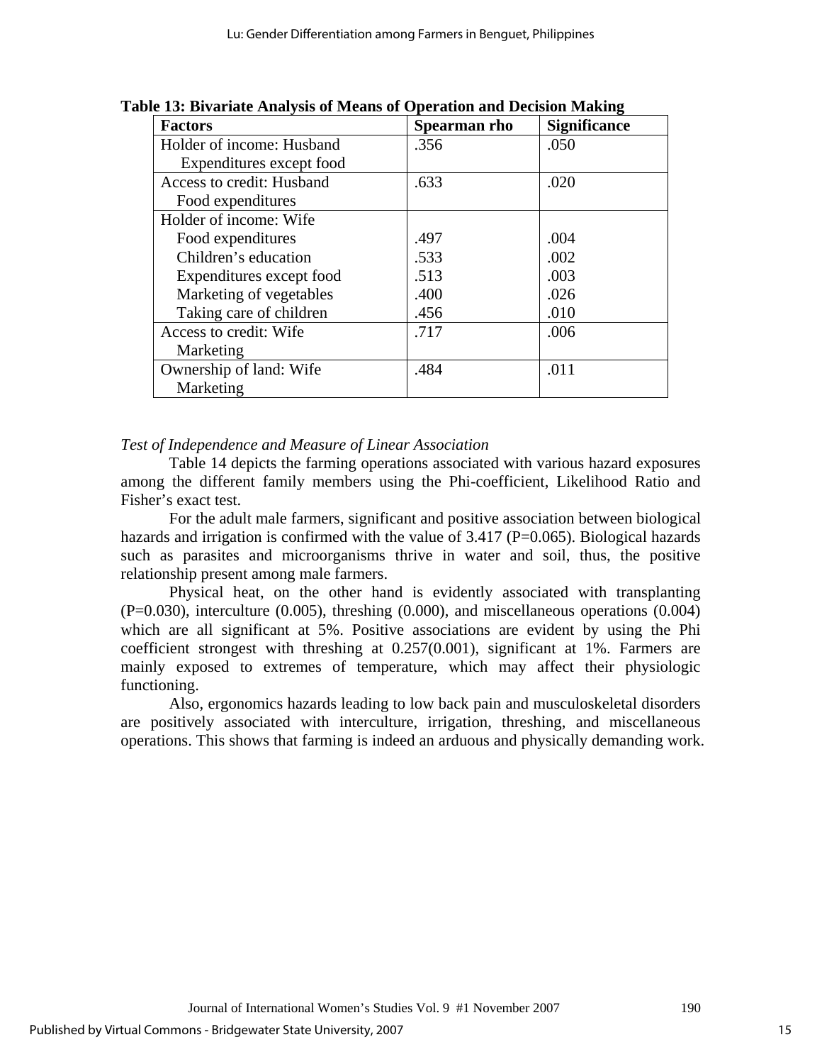**Table 13: Bivariate Analysis of Means of Operation and Decision Making**

| Factors | Spearman rho | Significance |
|---|---|---|
| Holder of income: Husband<br>Expenditures except food | .356 | .050 |
| Access to credit: Husband<br>Food expenditures | .633 | .020 |
| Holder of income: Wife | | |
| Food expenditures | .497 | .004 |
| Children's education | .533 | .002 |
| Expenditures except food | .513 | .003 |
| Marketing of vegetables | .400 | .026 |
| Taking care of children | .456 | .010 |
| Access to credit: Wife<br>Marketing | .717 | .006 |
| Ownership of land: Wife<br>Marketing | .484 | .011 |

*Test of Independence and Measure of Linear Association*

Table 14 depicts the farming operations associated with various hazard exposures among the different family members using the Phi-coefficient, Likelihood Ratio and Fisher's exact test.

For the adult male farmers, significant and positive association between biological hazards and irrigation is confirmed with the value of 3.417 (P=0.065). Biological hazards such as parasites and microorganisms thrive in water and soil, thus, the positive relationship present among male farmers.

Physical heat, on the other hand is evidently associated with transplanting (P=0.030), interculture (0.005), threshing (0.000), and miscellaneous operations (0.004) which are all significant at 5%. Positive associations are evident by using the Phi coefficient strongest with threshing at 0.257(0.001), significant at 1%. Farmers are mainly exposed to extremes of temperature, which may affect their physiologic functioning.

Also, ergonomics hazards leading to low back pain and musculoskeletal disorders are positively associated with interculture, irrigation, threshing, and miscellaneous operations. This shows that farming is indeed an arduous and physically demanding work.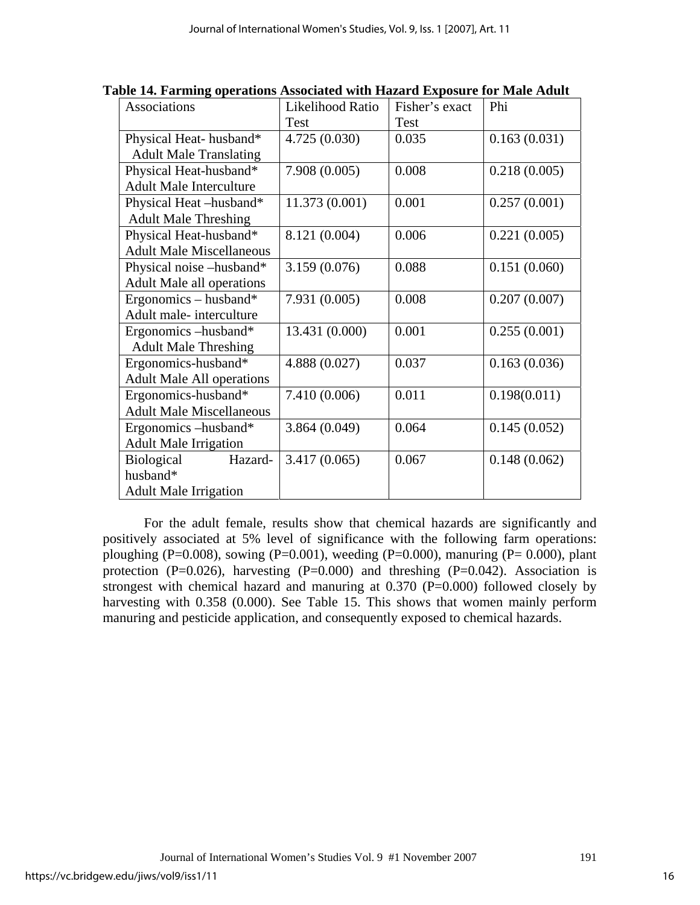**Table 14. Farming operations Associated with Hazard Exposure for Male Adult**

| Associations | Likelihood Ratio Test | Fisher's exact Test | Phi |
|---|---|---|---|
| Physical Heat- husband* Adult Male Translating | 4.725 (0.030) | 0.035 | 0.163 (0.031) |
| Physical Heat-husband* Adult Male Interculture | 7.908 (0.005) | 0.008 | 0.218 (0.005) |
| Physical Heat –husband* Adult Male Threshing | 11.373 (0.001) | 0.001 | 0.257 (0.001) |
| Physical Heat-husband* Adult Male Miscellaneous | 8.121 (0.004) | 0.006 | 0.221 (0.005) |
| Physical noise –husband* Adult Male all operations | 3.159 (0.076) | 0.088 | 0.151 (0.060) |
| Ergonomics – husband* Adult male- interculture | 7.931 (0.005) | 0.008 | 0.207 (0.007) |
| Ergonomics –husband* Adult Male Threshing | 13.431 (0.000) | 0.001 | 0.255 (0.001) |
| Ergonomics-husband* Adult Male All operations | 4.888 (0.027) | 0.037 | 0.163 (0.036) |
| Ergonomics-husband* Adult Male Miscellaneous | 7.410 (0.006) | 0.011 | 0.198(0.011) |
| Ergonomics –husband* Adult Male Irrigation | 3.864 (0.049) | 0.064 | 0.145 (0.052) |
| Biological Hazard-husband* Adult Male Irrigation | 3.417 (0.065) | 0.067 | 0.148 (0.062) |

For the adult female, results show that chemical hazards are significantly and positively associated at 5% level of significance with the following farm operations: ploughing (P=0.008), sowing (P=0.001), weeding (P=0.000), manuring (P= 0.000), plant protection (P=0.026), harvesting (P=0.000) and threshing (P=0.042). Association is strongest with chemical hazard and manuring at 0.370 (P=0.000) followed closely by harvesting with 0.358 (0.000). See Table 15. This shows that women mainly perform manuring and pesticide application, and consequently exposed to chemical hazards.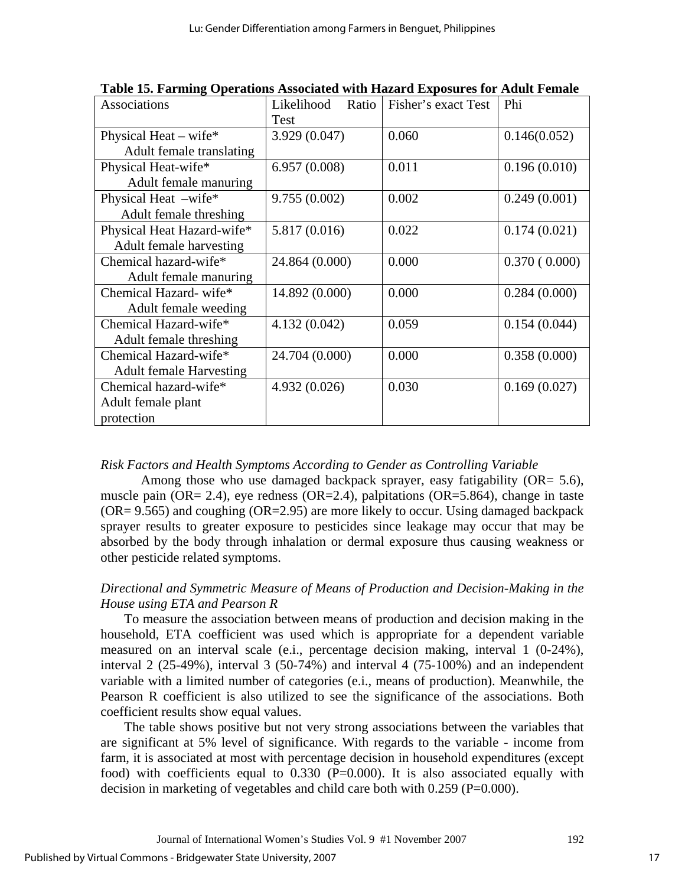**Table 15. Farming Operations Associated with Hazard Exposures for Adult Female**

| Associations | Likelihood Ratio Test | Fisher's exact Test | Phi |
|---|---|---|---|
| Physical Heat – wife* Adult female translating | 3.929 (0.047) | 0.060 | 0.146(0.052) |
| Physical Heat-wife* Adult female manuring | 6.957 (0.008) | 0.011 | 0.196 (0.010) |
| Physical Heat –wife* Adult female threshing | 9.755 (0.002) | 0.002 | 0.249 (0.001) |
| Physical Heat Hazard-wife* Adult female harvesting | 5.817 (0.016) | 0.022 | 0.174 (0.021) |
| Chemical hazard-wife* Adult female manuring | 24.864 (0.000) | 0.000 | 0.370 ( 0.000) |
| Chemical Hazard- wife* Adult female weeding | 14.892 (0.000) | 0.000 | 0.284 (0.000) |
| Chemical Hazard-wife* Adult female threshing | 4.132 (0.042) | 0.059 | 0.154 (0.044) |
| Chemical Hazard-wife* Adult female Harvesting | 24.704 (0.000) | 0.000 | 0.358 (0.000) |
| Chemical hazard-wife* Adult female plant protection | 4.932 (0.026) | 0.030 | 0.169 (0.027) |

*Risk Factors and Health Symptoms According to Gender as Controlling Variable*

Among those who use damaged backpack sprayer, easy fatigability (OR= 5.6), muscle pain (OR= 2.4), eye redness (OR=2.4), palpitations (OR=5.864), change in taste (OR= 9.565) and coughing (OR=2.95) are more likely to occur. Using damaged backpack sprayer results to greater exposure to pesticides since leakage may occur that may be absorbed by the body through inhalation or dermal exposure thus causing weakness or other pesticide related symptoms.

*Directional and Symmetric Measure of Means of Production and Decision-Making in the House using ETA and Pearson R*

To measure the association between means of production and decision making in the household, ETA coefficient was used which is appropriate for a dependent variable measured on an interval scale (e.i., percentage decision making, interval 1 (0-24%), interval 2 (25-49%), interval 3 (50-74%) and interval 4 (75-100%) and an independent variable with a limited number of categories (e.i., means of production). Meanwhile, the Pearson R coefficient is also utilized to see the significance of the associations. Both coefficient results show equal values.

The table shows positive but not very strong associations between the variables that are significant at 5% level of significance. With regards to the variable - income from farm, it is associated at most with percentage decision in household expenditures (except food) with coefficients equal to 0.330 (P=0.000). It is also associated equally with decision in marketing of vegetables and child care both with 0.259 (P=0.000).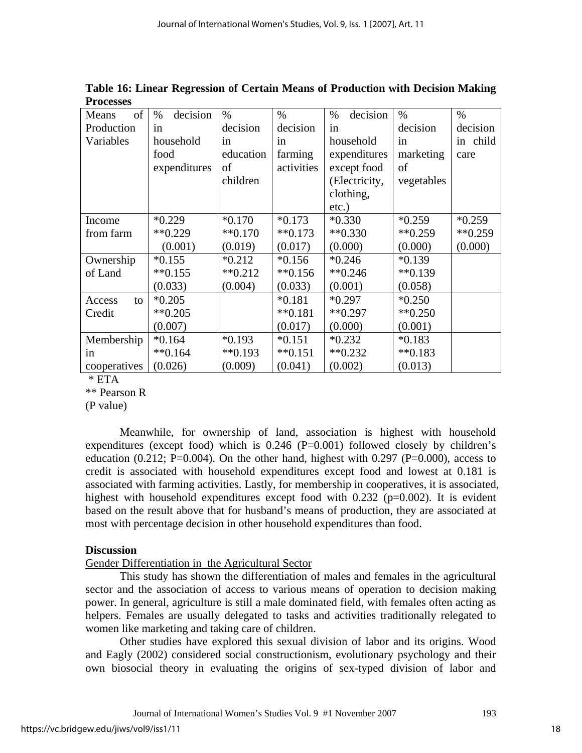**Table 16: Linear Regression of Certain Means of Production with Decision Making Processes**

| Means of Production Variables | % decision in household food expenditures | % decision in education of children | % decision in farming activities | % decision in household expenditures except food (Electricity, clothing, etc.) | % decision in marketing of vegetables | % decision in child care |
|---|---|---|---|---|---|---|
| Income from farm | *0.229<br>**0.229<br>(0.001) | *0.170<br>**0.170<br>(0.019) | *0.173<br>**0.173<br>(0.017) | *0.330<br>**0.330<br>(0.000) | *0.259<br>**0.259<br>(0.000) | *0.259<br>**0.259<br>(0.000) |
| Ownership of Land | *0.155<br>**0.155<br>(0.033) | *0.212<br>**0.212<br>(0.004) | *0.156<br>**0.156<br>(0.033) | *0.246<br>**0.246<br>(0.001) | *0.139<br>**0.139<br>(0.058) | |
| Access to Credit | *0.205<br>**0.205<br>(0.007) | | *0.181<br>**0.181<br>(0.017) | *0.297<br>**0.297<br>(0.000) | *0.250<br>**0.250<br>(0.001) | |
| Membership in cooperatives | *0.164<br>**0.164<br>(0.026) | *0.193<br>**0.193<br>(0.009) | *0.151<br>**0.151<br>(0.041) | *0.232<br>**0.232<br>(0.002) | *0.183<br>**0.183<br>(0.013) | |

\* ETA
** Pearson R
(P value)

Meanwhile, for ownership of land, association is highest with household expenditures (except food) which is 0.246 (P=0.001) followed closely by children's education (0.212; P=0.004). On the other hand, highest with 0.297 (P=0.000), access to credit is associated with household expenditures except food and lowest at 0.181 is associated with farming activities. Lastly, for membership in cooperatives, it is associated, highest with household expenditures except food with 0.232 (p=0.002). It is evident based on the result above that for husband's means of production, they are associated at most with percentage decision in other household expenditures than food.

## Discussion

Gender Differentiation in the Agricultural Sector

This study has shown the differentiation of males and females in the agricultural sector and the association of access to various means of operation to decision making power. In general, agriculture is still a male dominated field, with females often acting as helpers. Females are usually delegated to tasks and activities traditionally relegated to women like marketing and taking care of children.

Other studies have explored this sexual division of labor and its origins. Wood and Eagly (2002) considered social constructionism, evolutionary psychology and their own biosocial theory in evaluating the origins of sex-typed division of labor and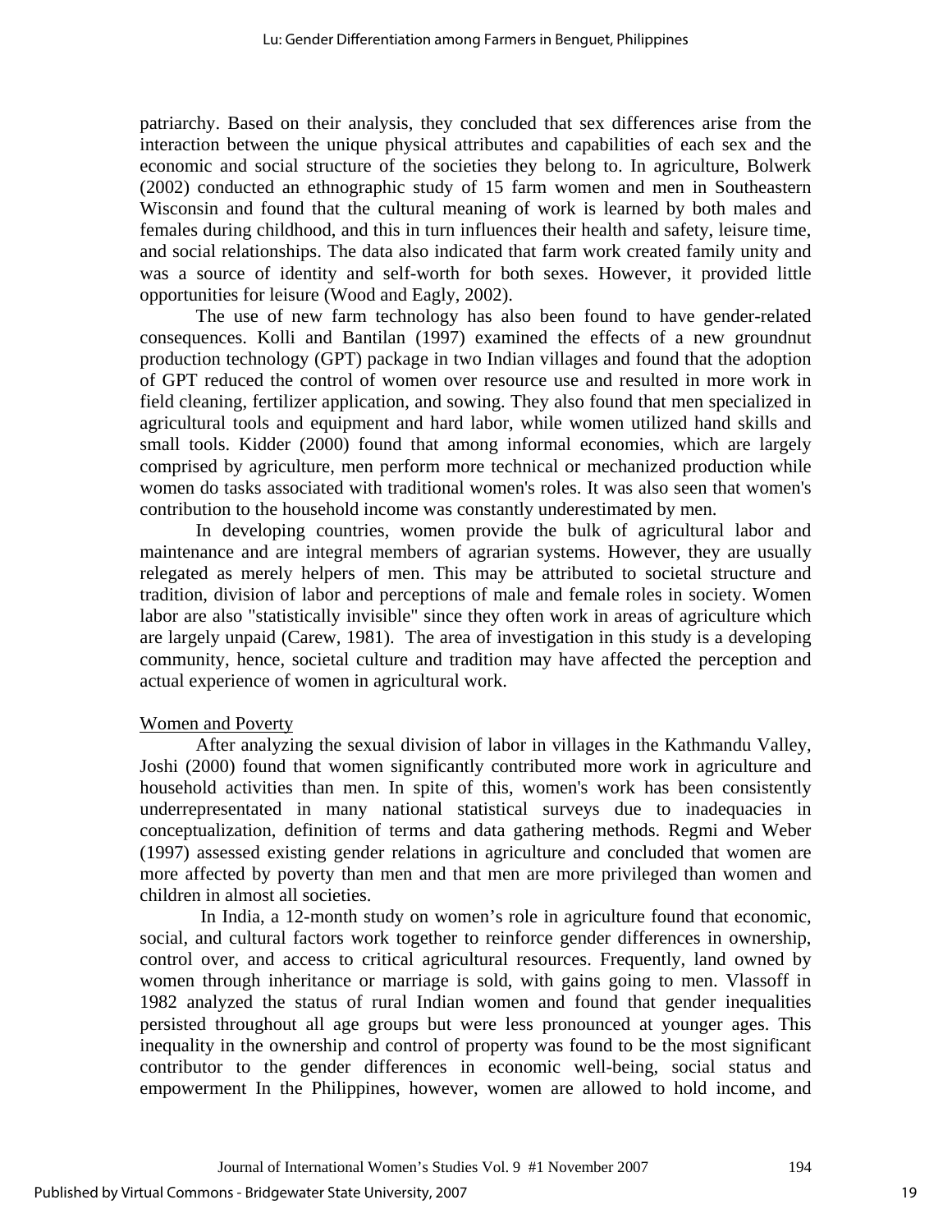patriarchy. Based on their analysis, they concluded that sex differences arise from the interaction between the unique physical attributes and capabilities of each sex and the economic and social structure of the societies they belong to. In agriculture, Bolwerk (2002) conducted an ethnographic study of 15 farm women and men in Southeastern Wisconsin and found that the cultural meaning of work is learned by both males and females during childhood, and this in turn influences their health and safety, leisure time, and social relationships. The data also indicated that farm work created family unity and was a source of identity and self-worth for both sexes. However, it provided little opportunities for leisure (Wood and Eagly, 2002).

The use of new farm technology has also been found to have gender-related consequences. Kolli and Bantilan (1997) examined the effects of a new groundnut production technology (GPT) package in two Indian villages and found that the adoption of GPT reduced the control of women over resource use and resulted in more work in field cleaning, fertilizer application, and sowing. They also found that men specialized in agricultural tools and equipment and hard labor, while women utilized hand skills and small tools. Kidder (2000) found that among informal economies, which are largely comprised by agriculture, men perform more technical or mechanized production while women do tasks associated with traditional women's roles. It was also seen that women's contribution to the household income was constantly underestimated by men.

In developing countries, women provide the bulk of agricultural labor and maintenance and are integral members of agrarian systems. However, they are usually relegated as merely helpers of men. This may be attributed to societal structure and tradition, division of labor and perceptions of male and female roles in society. Women labor are also "statistically invisible" since they often work in areas of agriculture which are largely unpaid (Carew, 1981). The area of investigation in this study is a developing community, hence, societal culture and tradition may have affected the perception and actual experience of women in agricultural work.

Women and Poverty

After analyzing the sexual division of labor in villages in the Kathmandu Valley, Joshi (2000) found that women significantly contributed more work in agriculture and household activities than men. In spite of this, women's work has been consistently underrepresentated in many national statistical surveys due to inadequacies in conceptualization, definition of terms and data gathering methods. Regmi and Weber (1997) assessed existing gender relations in agriculture and concluded that women are more affected by poverty than men and that men are more privileged than women and children in almost all societies.

In India, a 12-month study on women's role in agriculture found that economic, social, and cultural factors work together to reinforce gender differences in ownership, control over, and access to critical agricultural resources. Frequently, land owned by women through inheritance or marriage is sold, with gains going to men. Vlassoff in 1982 analyzed the status of rural Indian women and found that gender inequalities persisted throughout all age groups but were less pronounced at younger ages. This inequality in the ownership and control of property was found to be the most significant contributor to the gender differences in economic well-being, social status and empowerment In the Philippines, however, women are allowed to hold income, and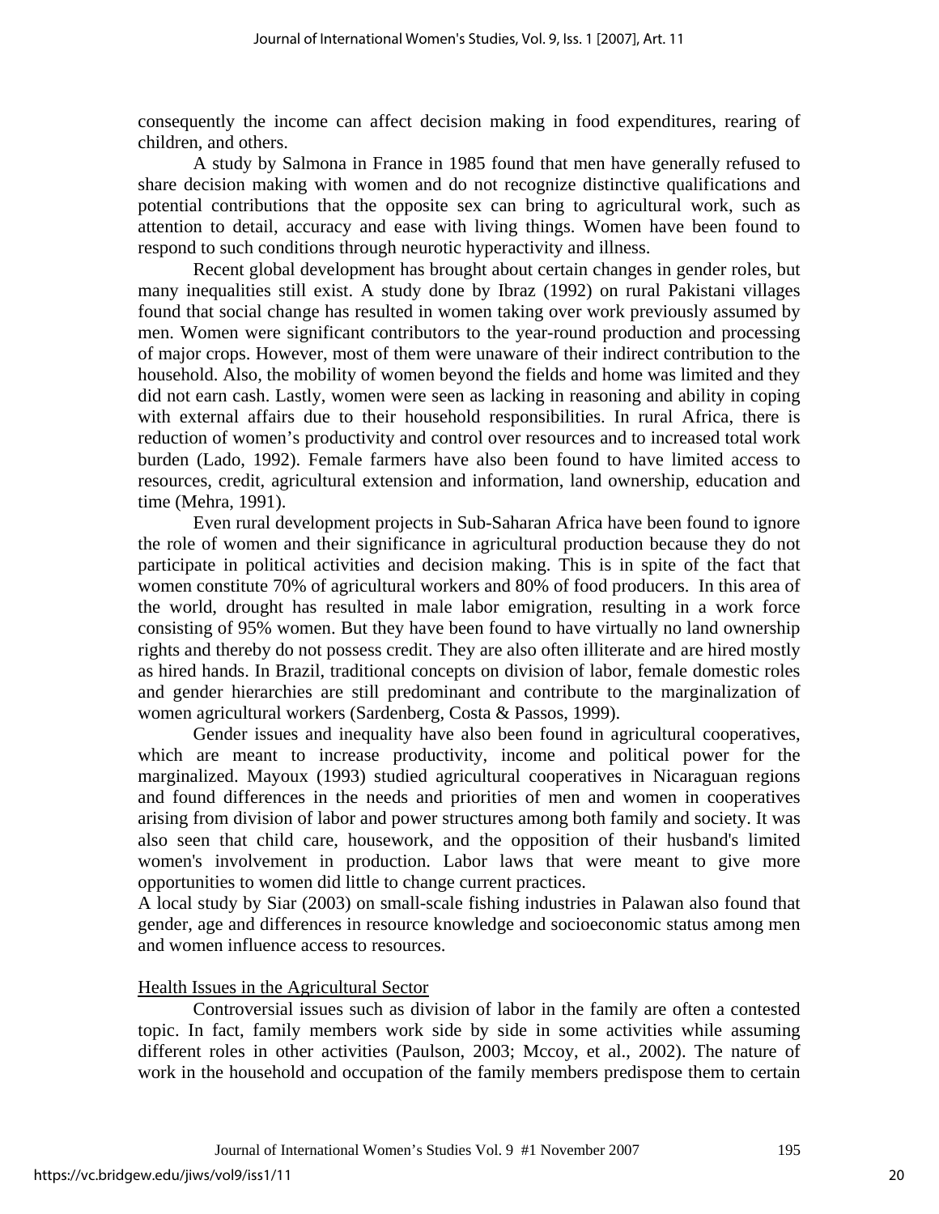consequently the income can affect decision making in food expenditures, rearing of children, and others.

A study by Salmona in France in 1985 found that men have generally refused to share decision making with women and do not recognize distinctive qualifications and potential contributions that the opposite sex can bring to agricultural work, such as attention to detail, accuracy and ease with living things. Women have been found to respond to such conditions through neurotic hyperactivity and illness.

Recent global development has brought about certain changes in gender roles, but many inequalities still exist. A study done by Ibraz (1992) on rural Pakistani villages found that social change has resulted in women taking over work previously assumed by men. Women were significant contributors to the year-round production and processing of major crops. However, most of them were unaware of their indirect contribution to the household. Also, the mobility of women beyond the fields and home was limited and they did not earn cash. Lastly, women were seen as lacking in reasoning and ability in coping with external affairs due to their household responsibilities. In rural Africa, there is reduction of women's productivity and control over resources and to increased total work burden (Lado, 1992). Female farmers have also been found to have limited access to resources, credit, agricultural extension and information, land ownership, education and time (Mehra, 1991).

Even rural development projects in Sub-Saharan Africa have been found to ignore the role of women and their significance in agricultural production because they do not participate in political activities and decision making. This is in spite of the fact that women constitute 70% of agricultural workers and 80% of food producers. In this area of the world, drought has resulted in male labor emigration, resulting in a work force consisting of 95% women. But they have been found to have virtually no land ownership rights and thereby do not possess credit. They are also often illiterate and are hired mostly as hired hands. In Brazil, traditional concepts on division of labor, female domestic roles and gender hierarchies are still predominant and contribute to the marginalization of women agricultural workers (Sardenberg, Costa & Passos, 1999).

Gender issues and inequality have also been found in agricultural cooperatives, which are meant to increase productivity, income and political power for the marginalized. Mayoux (1993) studied agricultural cooperatives in Nicaraguan regions and found differences in the needs and priorities of men and women in cooperatives arising from division of labor and power structures among both family and society. It was also seen that child care, housework, and the opposition of their husband's limited women's involvement in production. Labor laws that were meant to give more opportunities to women did little to change current practices.

A local study by Siar (2003) on small-scale fishing industries in Palawan also found that gender, age and differences in resource knowledge and socioeconomic status among men and women influence access to resources.

## Health Issues in the Agricultural Sector

Controversial issues such as division of labor in the family are often a contested topic. In fact, family members work side by side in some activities while assuming different roles in other activities (Paulson, 2003; Mccoy, et al., 2002). The nature of work in the household and occupation of the family members predispose them to certain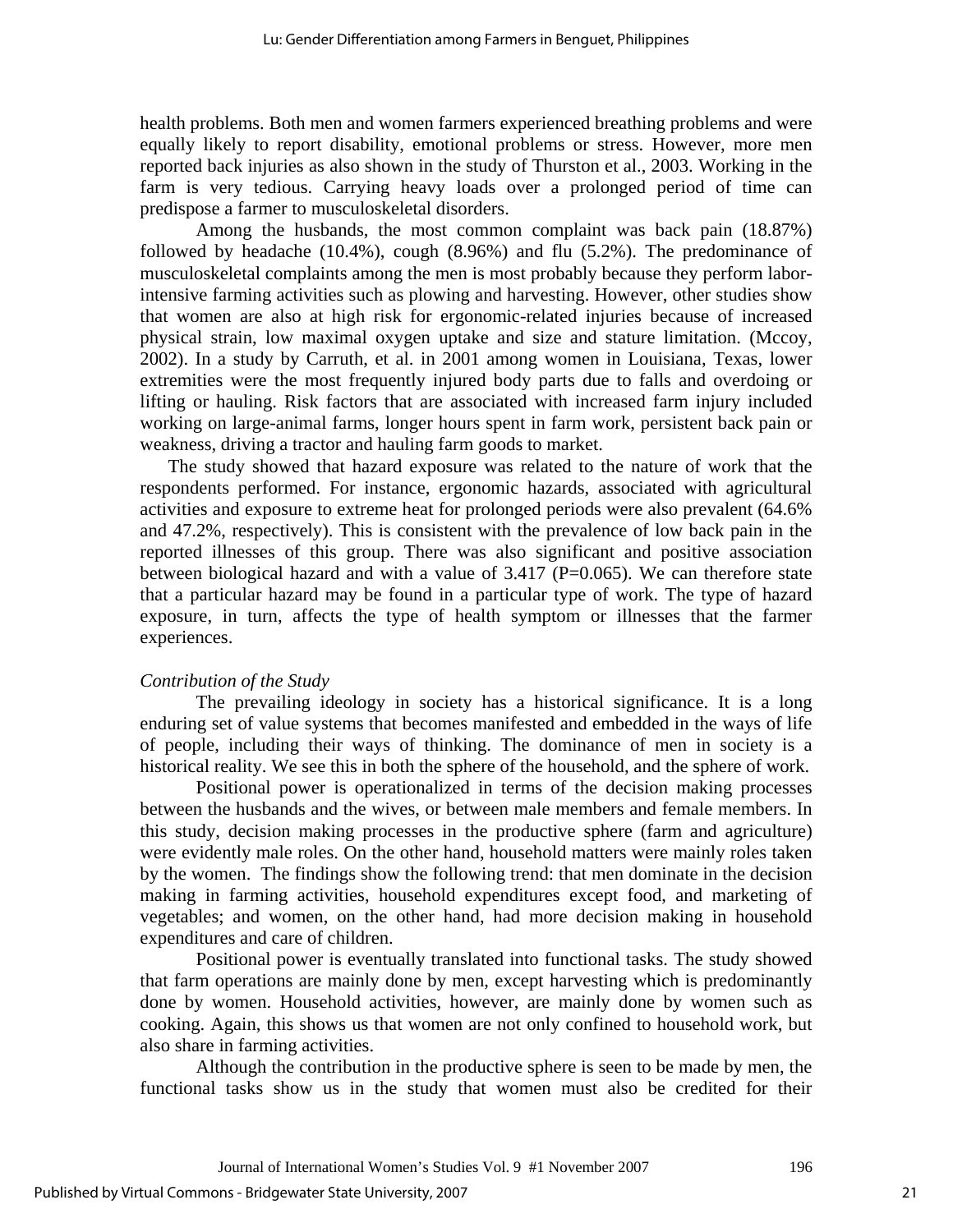health problems. Both men and women farmers experienced breathing problems and were equally likely to report disability, emotional problems or stress. However, more men reported back injuries as also shown in the study of Thurston et al., 2003. Working in the farm is very tedious. Carrying heavy loads over a prolonged period of time can predispose a farmer to musculoskeletal disorders.

Among the husbands, the most common complaint was back pain (18.87%) followed by headache (10.4%), cough (8.96%) and flu (5.2%). The predominance of musculoskeletal complaints among the men is most probably because they perform labor-intensive farming activities such as plowing and harvesting. However, other studies show that women are also at high risk for ergonomic-related injuries because of increased physical strain, low maximal oxygen uptake and size and stature limitation. (Mccoy, 2002). In a study by Carruth, et al. in 2001 among women in Louisiana, Texas, lower extremities were the most frequently injured body parts due to falls and overdoing or lifting or hauling. Risk factors that are associated with increased farm injury included working on large-animal farms, longer hours spent in farm work, persistent back pain or weakness, driving a tractor and hauling farm goods to market.

The study showed that hazard exposure was related to the nature of work that the respondents performed. For instance, ergonomic hazards, associated with agricultural activities and exposure to extreme heat for prolonged periods were also prevalent (64.6% and 47.2%, respectively). This is consistent with the prevalence of low back pain in the reported illnesses of this group. There was also significant and positive association between biological hazard and with a value of 3.417 (P=0.065). We can therefore state that a particular hazard may be found in a particular type of work. The type of hazard exposure, in turn, affects the type of health symptom or illnesses that the farmer experiences.

*Contribution of the Study*

The prevailing ideology in society has a historical significance. It is a long enduring set of value systems that becomes manifested and embedded in the ways of life of people, including their ways of thinking. The dominance of men in society is a historical reality. We see this in both the sphere of the household, and the sphere of work.

Positional power is operationalized in terms of the decision making processes between the husbands and the wives, or between male members and female members. In this study, decision making processes in the productive sphere (farm and agriculture) were evidently male roles. On the other hand, household matters were mainly roles taken by the women. The findings show the following trend: that men dominate in the decision making in farming activities, household expenditures except food, and marketing of vegetables; and women, on the other hand, had more decision making in household expenditures and care of children.

Positional power is eventually translated into functional tasks. The study showed that farm operations are mainly done by men, except harvesting which is predominantly done by women. Household activities, however, are mainly done by women such as cooking. Again, this shows us that women are not only confined to household work, but also share in farming activities.

Although the contribution in the productive sphere is seen to be made by men, the functional tasks show us in the study that women must also be credited for their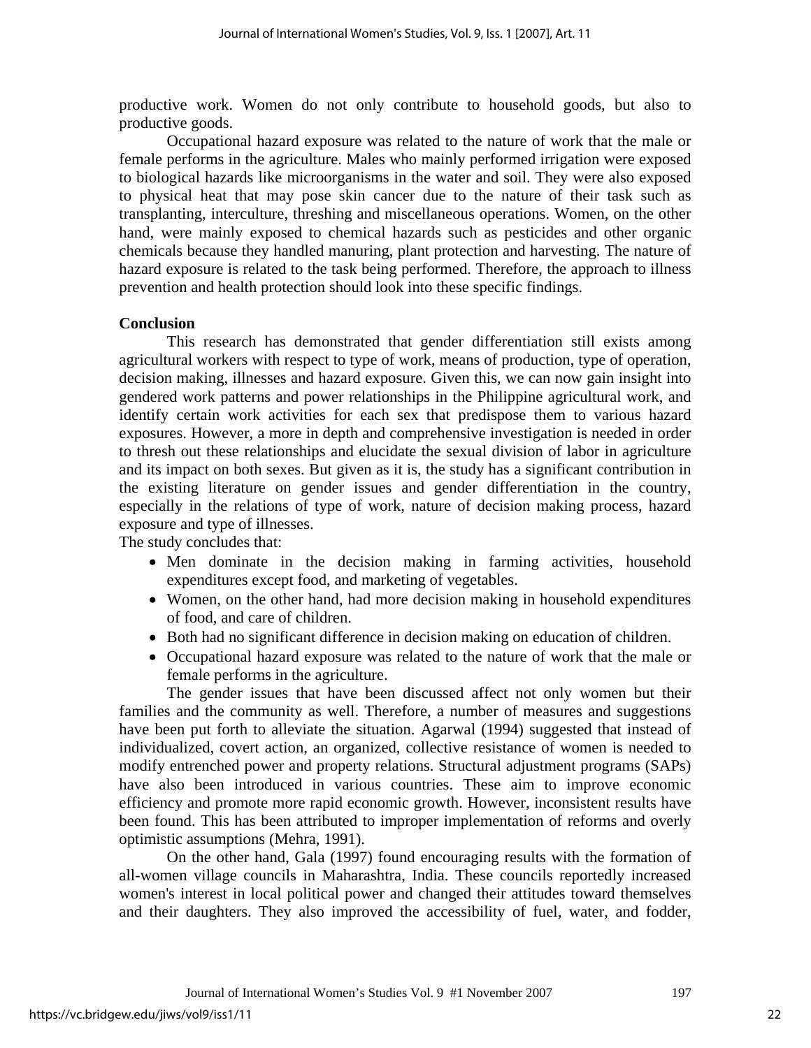productive work. Women do not only contribute to household goods, but also to productive goods.

Occupational hazard exposure was related to the nature of work that the male or female performs in the agriculture. Males who mainly performed irrigation were exposed to biological hazards like microorganisms in the water and soil. They were also exposed to physical heat that may pose skin cancer due to the nature of their task such as transplanting, interculture, threshing and miscellaneous operations. Women, on the other hand, were mainly exposed to chemical hazards such as pesticides and other organic chemicals because they handled manuring, plant protection and harvesting. The nature of hazard exposure is related to the task being performed. Therefore, the approach to illness prevention and health protection should look into these specific findings.

**Conclusion**

This research has demonstrated that gender differentiation still exists among agricultural workers with respect to type of work, means of production, type of operation, decision making, illnesses and hazard exposure. Given this, we can now gain insight into gendered work patterns and power relationships in the Philippine agricultural work, and identify certain work activities for each sex that predispose them to various hazard exposures. However, a more in depth and comprehensive investigation is needed in order to thresh out these relationships and elucidate the sexual division of labor in agriculture and its impact on both sexes. But given as it is, the study has a significant contribution in the existing literature on gender issues and gender differentiation in the country, especially in the relations of type of work, nature of decision making process, hazard exposure and type of illnesses.

The study concludes that:

- Men dominate in the decision making in farming activities, household expenditures except food, and marketing of vegetables.
- Women, on the other hand, had more decision making in household expenditures of food, and care of children.
- Both had no significant difference in decision making on education of children.
- Occupational hazard exposure was related to the nature of work that the male or female performs in the agriculture.

The gender issues that have been discussed affect not only women but their families and the community as well. Therefore, a number of measures and suggestions have been put forth to alleviate the situation. Agarwal (1994) suggested that instead of individualized, covert action, an organized, collective resistance of women is needed to modify entrenched power and property relations. Structural adjustment programs (SAPs) have also been introduced in various countries. These aim to improve economic efficiency and promote more rapid economic growth. However, inconsistent results have been found. This has been attributed to improper implementation of reforms and overly optimistic assumptions (Mehra, 1991).

On the other hand, Gala (1997) found encouraging results with the formation of all-women village councils in Maharashtra, India. These councils reportedly increased women's interest in local political power and changed their attitudes toward themselves and their daughters. They also improved the accessibility of fuel, water, and fodder,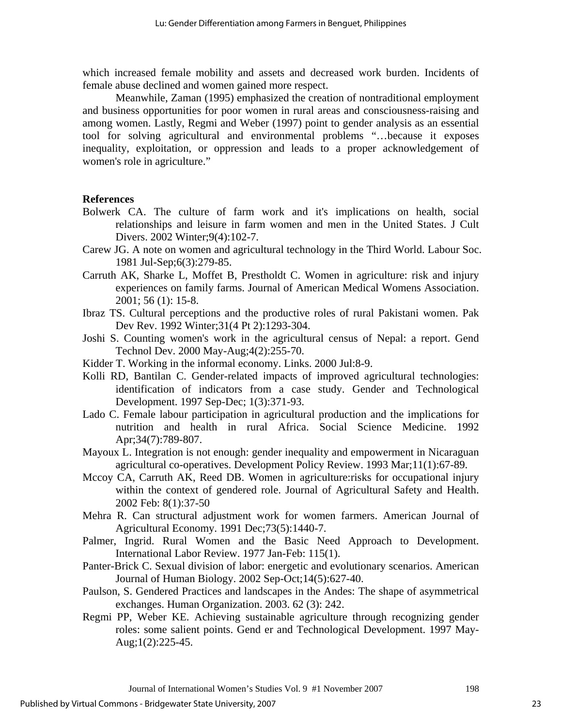which increased female mobility and assets and decreased work burden. Incidents of female abuse declined and women gained more respect.

Meanwhile, Zaman (1995) emphasized the creation of nontraditional employment and business opportunities for poor women in rural areas and consciousness-raising and among women. Lastly, Regmi and Weber (1997) point to gender analysis as an essential tool for solving agricultural and environmental problems "…because it exposes inequality, exploitation, or oppression and leads to a proper acknowledgement of women's role in agriculture."

## References

Bolwerk CA. The culture of farm work and it's implications on health, social relationships and leisure in farm women and men in the United States. J Cult Divers. 2002 Winter;9(4):102-7.

Carew JG. A note on women and agricultural technology in the Third World. Labour Soc. 1981 Jul-Sep;6(3):279-85.

Carruth AK, Sharke L, Moffet B, Prestholdt C. Women in agriculture: risk and injury experiences on family farms. Journal of American Medical Womens Association. 2001; 56 (1): 15-8.

Ibraz TS. Cultural perceptions and the productive roles of rural Pakistani women. Pak Dev Rev. 1992 Winter;31(4 Pt 2):1293-304.

Joshi S. Counting women's work in the agricultural census of Nepal: a report. Gend Technol Dev. 2000 May-Aug;4(2):255-70.

Kidder T. Working in the informal economy. Links. 2000 Jul:8-9.

Kolli RD, Bantilan C. Gender-related impacts of improved agricultural technologies: identification of indicators from a case study. Gender and Technological Development. 1997 Sep-Dec; 1(3):371-93.

Lado C. Female labour participation in agricultural production and the implications for nutrition and health in rural Africa. Social Science Medicine. 1992 Apr;34(7):789-807.

Mayoux L. Integration is not enough: gender inequality and empowerment in Nicaraguan agricultural co-operatives. Development Policy Review. 1993 Mar;11(1):67-89.

Mccoy CA, Carruth AK, Reed DB. Women in agriculture:risks for occupational injury within the context of gendered role. Journal of Agricultural Safety and Health. 2002 Feb: 8(1):37-50

Mehra R. Can structural adjustment work for women farmers. American Journal of Agricultural Economy. 1991 Dec;73(5):1440-7.

Palmer, Ingrid. Rural Women and the Basic Need Approach to Development. International Labor Review. 1977 Jan-Feb: 115(1).

Panter-Brick C. Sexual division of labor: energetic and evolutionary scenarios. American Journal of Human Biology. 2002 Sep-Oct;14(5):627-40.

Paulson, S. Gendered Practices and landscapes in the Andes: The shape of asymmetrical exchanges. Human Organization. 2003. 62 (3): 242.

Regmi PP, Weber KE. Achieving sustainable agriculture through recognizing gender roles: some salient points. Gend er and Technological Development. 1997 May-Aug;1(2):225-45.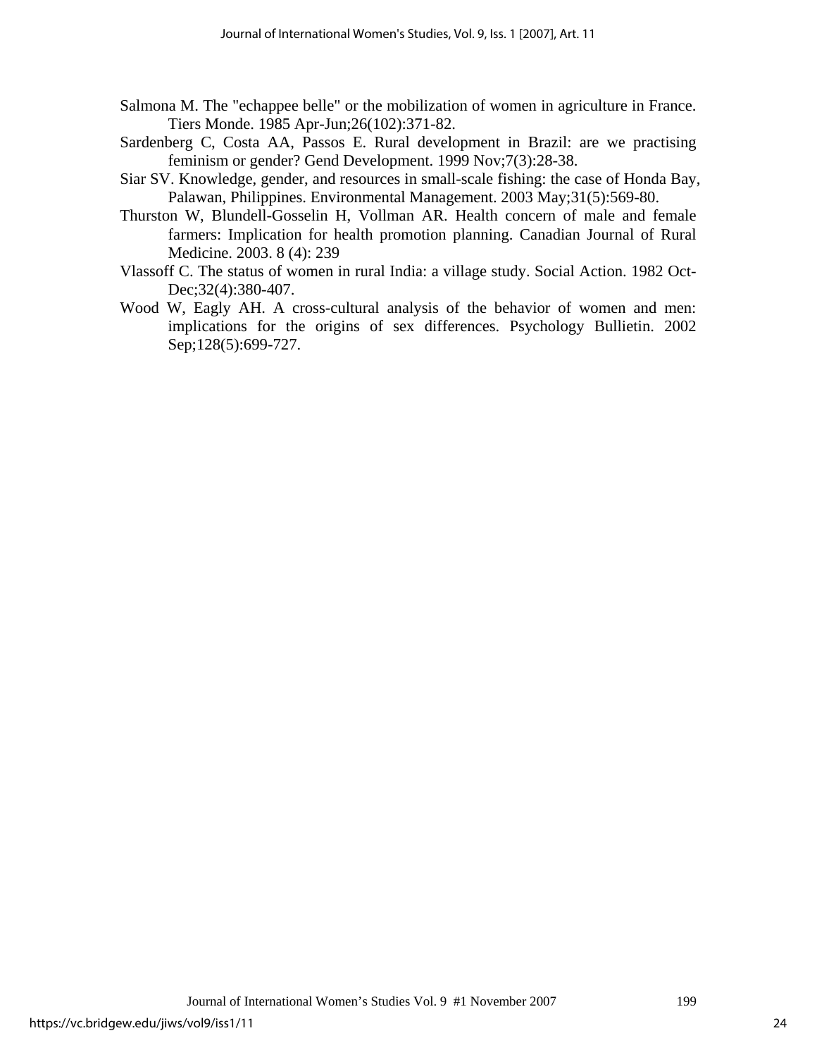Salmona M. The "echappee belle" or the mobilization of women in agriculture in France. Tiers Monde. 1985 Apr-Jun;26(102):371-82.

Sardenberg C, Costa AA, Passos E. Rural development in Brazil: are we practising feminism or gender? Gend Development. 1999 Nov;7(3):28-38.

Siar SV. Knowledge, gender, and resources in small-scale fishing: the case of Honda Bay, Palawan, Philippines. Environmental Management. 2003 May;31(5):569-80.

Thurston W, Blundell-Gosselin H, Vollman AR. Health concern of male and female farmers: Implication for health promotion planning. Canadian Journal of Rural Medicine. 2003. 8 (4): 239

Vlassoff C. The status of women in rural India: a village study. Social Action. 1982 Oct-Dec;32(4):380-407.

Wood W, Eagly AH. A cross-cultural analysis of the behavior of women and men: implications for the origins of sex differences. Psychology Bullietin. 2002 Sep;128(5):699-727.